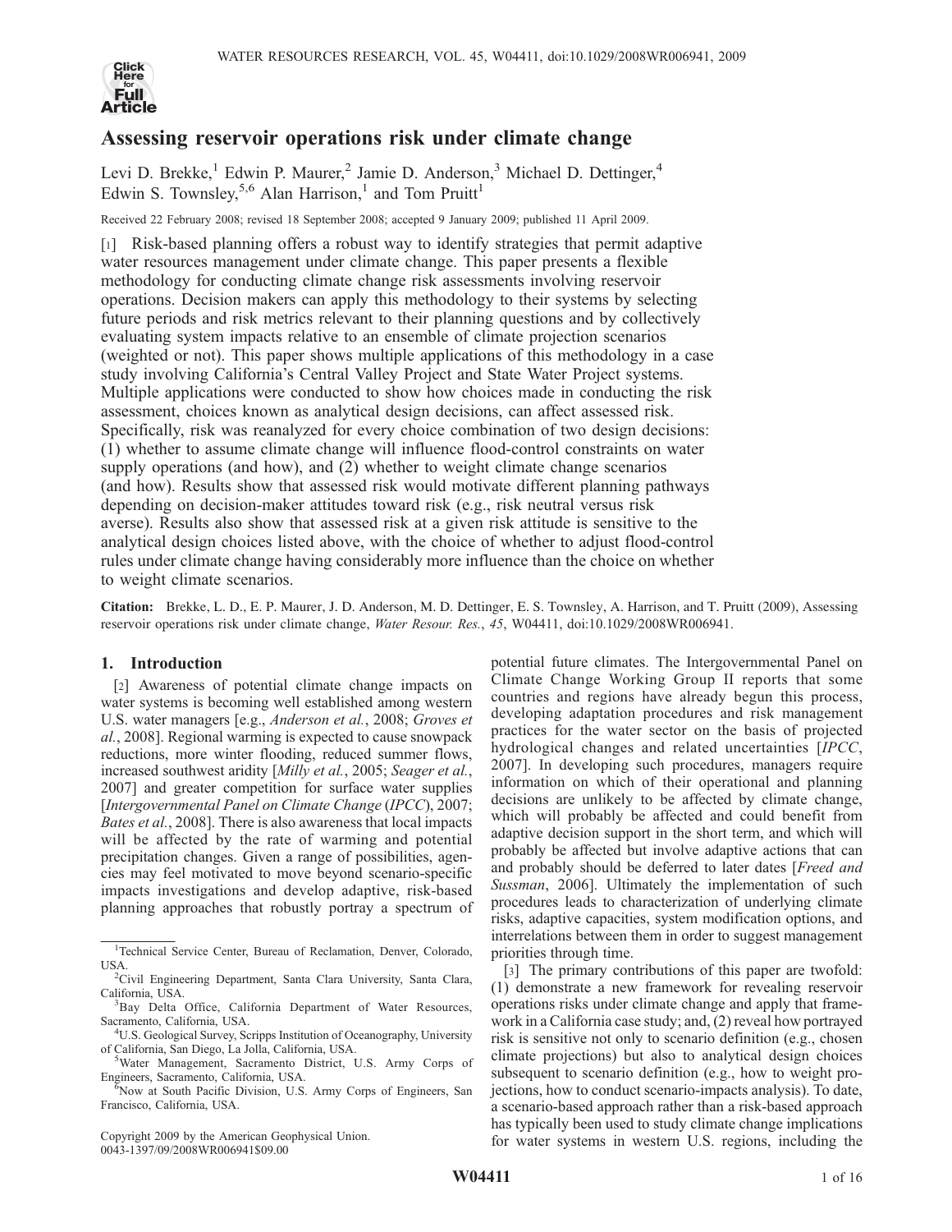# Assessing reservoir operations risk under climate change

Levi D. Brekke,[1] Edwin P. Maurer,[2] Jamie D. Anderson,[3] Michael D. Dettinger,[4] Edwin S. Townsley,[5,6] Alan Harrison,[1] and Tom Pruitt[1]

Received 22 February 2008; revised 18 September 2008; accepted 9 January 2009; published 11 April 2009.

[1] Risk-based planning offers a robust way to identify strategies that permit adaptive water resources management under climate change. This paper presents a flexible methodology for conducting climate change risk assessments involving reservoir operations. Decision makers can apply this methodology to their systems by selecting future periods and risk metrics relevant to their planning questions and by collectively evaluating system impacts relative to an ensemble of climate projection scenarios (weighted or not). This paper shows multiple applications of this methodology in a case study involving California's Central Valley Project and State Water Project systems. Multiple applications were conducted to show how choices made in conducting the risk assessment, choices known as analytical design decisions, can affect assessed risk. Specifically, risk was reanalyzed for every choice combination of two design decisions: (1) whether to assume climate change will influence flood-control constraints on water supply operations (and how), and (2) whether to weight climate change scenarios (and how). Results show that assessed risk would motivate different planning pathways depending on decision-maker attitudes toward risk (e.g., risk neutral versus risk averse). Results also show that assessed risk at a given risk attitude is sensitive to the analytical design choices listed above, with the choice of whether to adjust flood-control rules under climate change having considerably more influence than the choice on whether to weight climate scenarios.

**Citation:** Brekke, L. D., E. P. Maurer, J. D. Anderson, M. D. Dettinger, E. S. Townsley, A. Harrison, and T. Pruitt (2009), Assessing reservoir operations risk under climate change, *Water Resour. Res.*, *45*, W04411, doi:10.1029/2008WR006941.

## 1. Introduction

[2] Awareness of potential climate change impacts on water systems is becoming well established among western U.S. water managers [e.g., *Anderson et al.*, 2008; *Groves et al.*, 2008]. Regional warming is expected to cause snowpack reductions, more winter flooding, reduced summer flows, increased southwest aridity [*Milly et al.*, 2005; *Seager et al.*, 2007] and greater competition for surface water supplies [*Intergovernmental Panel on Climate Change* (*IPCC*), 2007; *Bates et al.*, 2008]. There is also awareness that local impacts will be affected by the rate of warming and potential precipitation changes. Given a range of possibilities, agencies may feel motivated to move beyond scenario-specific impacts investigations and develop adaptive, risk-based planning approaches that robustly portray a spectrum of potential future climates. The Intergovernmental Panel on Climate Change Working Group II reports that some countries and regions have already begun this process, developing adaptation procedures and risk management practices for the water sector on the basis of projected hydrological changes and related uncertainties [*IPCC*, 2007]. In developing such procedures, managers require information on which of their operational and planning decisions are unlikely to be affected by climate change, which will probably be affected and could benefit from adaptive decision support in the short term, and which will probably be affected but involve adaptive actions that can and probably should be deferred to later dates [*Freed and Sussman*, 2006]. Ultimately the implementation of such procedures leads to characterization of underlying climate risks, adaptive capacities, system modification options, and interrelations between them in order to suggest management priorities through time.

[3] The primary contributions of this paper are twofold: (1) demonstrate a new framework for revealing reservoir operations risks under climate change and apply that framework in a California case study; and, (2) reveal how portrayed risk is sensitive not only to scenario definition (e.g., chosen climate projections) but also to analytical design choices subsequent to scenario definition (e.g., how to weight projections, how to conduct scenario-impacts analysis). To date, a scenario-based approach rather than a risk-based approach has typically been used to study climate change implications for water systems in western U.S. regions, including the

---

[1] Technical Service Center, Bureau of Reclamation, Denver, Colorado, USA.

[2] Civil Engineering Department, Santa Clara University, Santa Clara, California, USA.

[3] Bay Delta Office, California Department of Water Resources, Sacramento, California, USA.

[4] U.S. Geological Survey, Scripps Institution of Oceanography, University of California, San Diego, La Jolla, California, USA.

[5] Water Management, Sacramento District, U.S. Army Corps of Engineers, Sacramento, California, USA.

[6] Now at South Pacific Division, U.S. Army Corps of Engineers, San Francisco, California, USA.

Copyright 2009 by the American Geophysical Union.
0043-1397/09/2008WR006941$09.00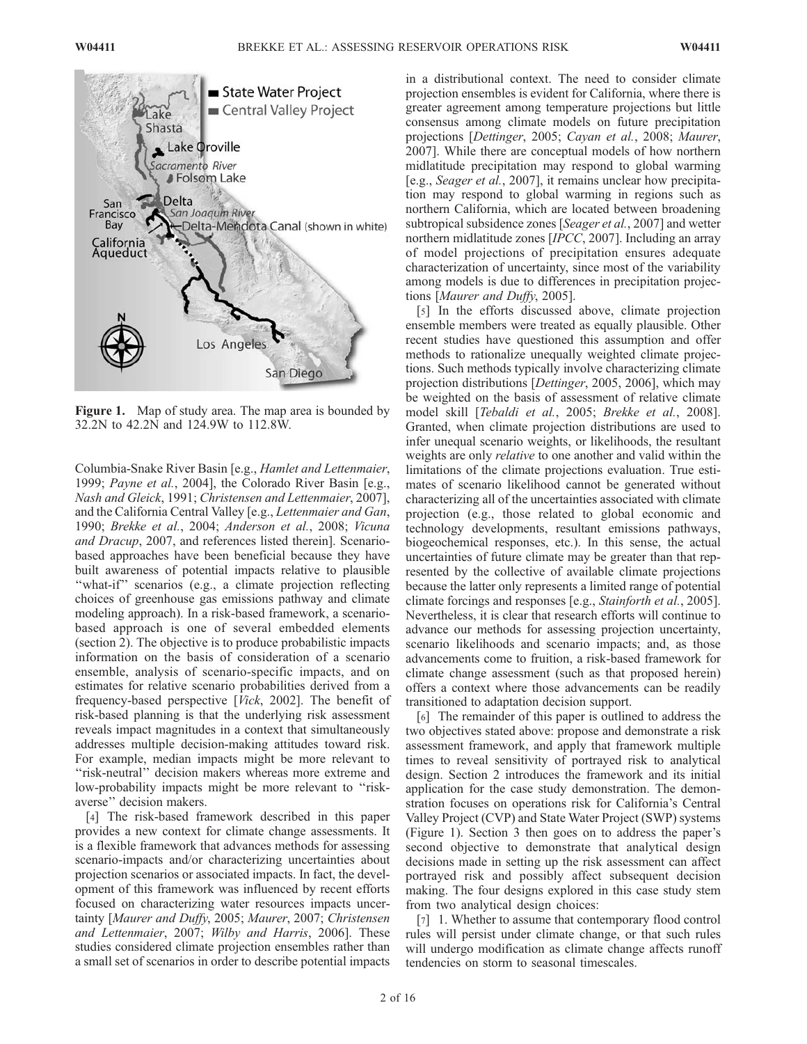Figure 1. Map of study area. The map area is bounded by 32.2N to 42.2N and 124.9W to 112.8W.

Columbia-Snake River Basin [e.g., *Hamlet and Lettenmaier*, 1999; *Payne et al.*, 2004], the Colorado River Basin [e.g., *Nash and Gleick*, 1991; *Christensen and Lettenmaier*, 2007], and the California Central Valley [e.g., *Lettenmaier and Gan*, 1990; *Brekke et al.*, 2004; *Anderson et al.*, 2008; *Vicuna and Dracup*, 2007, and references listed therein]. Scenario-based approaches have been beneficial because they have built awareness of potential impacts relative to plausible "what-if" scenarios (e.g., a climate projection reflecting choices of greenhouse gas emissions pathway and climate modeling approach). In a risk-based framework, a scenario-based approach is one of several embedded elements (section 2). The objective is to produce probabilistic impacts information on the basis of consideration of a scenario ensemble, analysis of scenario-specific impacts, and on estimates for relative scenario probabilities derived from a frequency-based perspective [*Vick*, 2002]. The benefit of risk-based planning is that the underlying risk assessment reveals impact magnitudes in a context that simultaneously addresses multiple decision-making attitudes toward risk. For example, median impacts might be more relevant to "risk-neutral" decision makers whereas more extreme and low-probability impacts might be more relevant to "risk-averse" decision makers.

[4] The risk-based framework described in this paper provides a new context for climate change assessments. It is a flexible framework that advances methods for assessing scenario-impacts and/or characterizing uncertainties about projection scenarios or associated impacts. In fact, the development of this framework was influenced by recent efforts focused on characterizing water resources impacts uncertainty [*Maurer and Duffy*, 2005; *Maurer*, 2007; *Christensen and Lettenmaier*, 2007; *Wilby and Harris*, 2006]. These studies considered climate projection ensembles rather than a small set of scenarios in order to describe potential impacts in a distributional context. The need to consider climate projection ensembles is evident for California, where there is greater agreement among temperature projections but little consensus among climate models on future precipitation projections [*Dettinger*, 2005; *Cayan et al.*, 2008; *Maurer*, 2007]. While there are conceptual models of how northern midlatitude precipitation may respond to global warming [e.g., *Seager et al.*, 2007], it remains unclear how precipitation may respond to global warming in regions such as northern California, which are located between broadening subtropical subsidence zones [*Seager et al.*, 2007] and wetter northern midlatitude zones [*IPCC*, 2007]. Including an array of model projections of precipitation ensures adequate characterization of uncertainty, since most of the variability among models is due to differences in precipitation projections [*Maurer and Duffy*, 2005].

[5] In the efforts discussed above, climate projection ensemble members were treated as equally plausible. Other recent studies have questioned this assumption and offer methods to rationalize unequally weighted climate projections. Such methods typically involve characterizing climate projection distributions [*Dettinger*, 2005, 2006], which may be weighted on the basis of assessment of relative climate model skill [*Tebaldi et al.*, 2005; *Brekke et al.*, 2008]. Granted, when climate projection distributions are used to infer unequal scenario weights, or likelihoods, the resultant weights are only *relative* to one another and valid within the limitations of the climate projections evaluation. True estimates of scenario likelihood cannot be generated without characterizing all of the uncertainties associated with climate projection (e.g., those related to global economic and technology developments, resultant emissions pathways, biogeochemical responses, etc.). In this sense, the actual uncertainties of future climate may be greater than that represented by the collective of available climate projections because the latter only represents a limited range of potential climate forcings and responses [e.g., *Stainforth et al.*, 2005]. Nevertheless, it is clear that research efforts will continue to advance our methods for assessing projection uncertainty, scenario likelihoods and scenario impacts; and, as those advancements come to fruition, a risk-based framework for climate change assessment (such as that proposed herein) offers a context where those advancements can be readily transitioned to adaptation decision support.

[6] The remainder of this paper is outlined to address the two objectives stated above: propose and demonstrate a risk assessment framework, and apply that framework multiple times to reveal sensitivity of portrayed risk to analytical design. Section 2 introduces the framework and its initial application for the case study demonstration. The demonstration focuses on operations risk for California's Central Valley Project (CVP) and State Water Project (SWP) systems (Figure 1). Section 3 then goes on to address the paper's second objective to demonstrate that analytical design decisions made in setting up the risk assessment can affect portrayed risk and possibly affect subsequent decision making. The four designs explored in this case study stem from two analytical design choices:

[7] 1. Whether to assume that contemporary flood control rules will persist under climate change, or that such rules will undergo modification as climate change affects runoff tendencies on storm to seasonal timescales.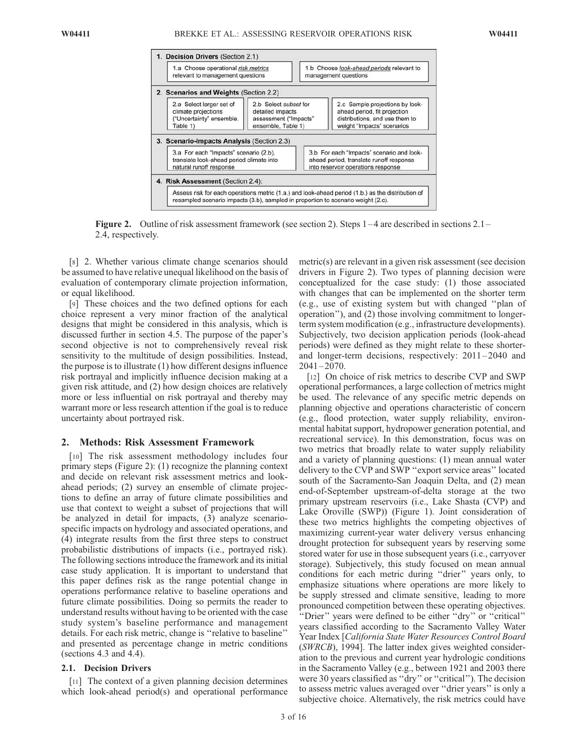**1. Decision Drivers (Section 2.1)**

- 1.a Choose operational *risk metrics* relevant to management questions
- 1.b Choose *look-ahead periods* relevant to management questions

**2. Scenarios and Weights (Section 2.2)**

- 2.a Select larger set of climate projections ("Uncertainty" ensemble, Table 1)
- 2.b Select *subset* for detailed impacts assessment ("Impacts" ensemble, Table 1)
- 2.c Sample projections by look-ahead period, fit projection distributions, and use them to weight "Impacts" scenarios

**3. Scenario-Impacts Analysis (Section 2.3)**

- 3.a For each "Impacts" scenario (2.b), translate look-ahead period climate into natural runoff response
- 3.b For each "Impacts" scenario and look-ahead period, translate runoff response into reservoir operations response

**4. Risk Assessment (Section 2.4):**

- Assess risk for each operations metric (1.a.) and look-ahead period (1.b.) as the distribution of resampled scenario impacts (3.b), sampled in proportion to scenario weight (2.c).

**Figure 2.** Outline of risk assessment framework (see section 2). Steps 1–4 are described in sections 2.1–2.4, respectively.

[8] 2. Whether various climate change scenarios should be assumed to have relative unequal likelihood on the basis of evaluation of contemporary climate projection information, or equal likelihood.

[9] These choices and the two defined options for each choice represent a very minor fraction of the analytical designs that might be considered in this analysis, which is discussed further in section 4.5. The purpose of the paper's second objective is not to comprehensively reveal risk sensitivity to the multitude of design possibilities. Instead, the purpose is to illustrate (1) how different designs influence risk portrayal and implicitly influence decision making at a given risk attitude, and (2) how design choices are relatively more or less influential on risk portrayal and thereby may warrant more or less research attention if the goal is to reduce uncertainty about portrayed risk.

## 2. Methods: Risk Assessment Framework

[10] The risk assessment methodology includes four primary steps (Figure 2): (1) recognize the planning context and decide on relevant risk assessment metrics and look-ahead periods; (2) survey an ensemble of climate projections to define an array of future climate possibilities and use that context to weight a subset of projections that will be analyzed in detail for impacts, (3) analyze scenario-specific impacts on hydrology and associated operations, and (4) integrate results from the first three steps to construct probabilistic distributions of impacts (i.e., portrayed risk). The following sections introduce the framework and its initial case study application. It is important to understand that this paper defines risk as the range potential change in operations performance relative to baseline operations and future climate possibilities. Doing so permits the reader to understand results without having to be oriented with the case study system's baseline performance and management details. For each risk metric, change is "relative to baseline" and presented as percentage change in metric conditions (sections 4.3 and 4.4).

### 2.1. Decision Drivers

[11] The context of a given planning decision determines which look-ahead period(s) and operational performance metric(s) are relevant in a given risk assessment (see decision drivers in Figure 2). Two types of planning decision were conceptualized for the case study: (1) those associated with changes that can be implemented on the shorter term (e.g., use of existing system but with changed "plan of operation"), and (2) those involving commitment to longer-term system modification (e.g., infrastructure developments). Subjectively, two decision application periods (look-ahead periods) were defined as they might relate to these shorter- and longer-term decisions, respectively: 2011–2040 and 2041–2070.

[12] On choice of risk metrics to describe CVP and SWP operational performances, a large collection of metrics might be used. The relevance of any specific metric depends on planning objective and operations characteristic of concern (e.g., flood protection, water supply reliability, environmental habitat support, hydropower generation potential, and recreational service). In this demonstration, focus was on two metrics that broadly relate to water supply reliability and a variety of planning questions: (1) mean annual water delivery to the CVP and SWP "export service areas" located south of the Sacramento-San Joaquin Delta, and (2) mean end-of-September upstream-of-delta storage at the two primary upstream reservoirs (i.e., Lake Shasta (CVP) and Lake Oroville (SWP)) (Figure 1). Joint consideration of these two metrics highlights the competing objectives of maximizing current-year water delivery versus enhancing drought protection for subsequent years by reserving some stored water for use in those subsequent years (i.e., carryover storage). Subjectively, this study focused on mean annual conditions for each metric during "drier" years only, to emphasize situations where operations are more likely to be supply stressed and climate sensitive, leading to more pronounced competition between these operating objectives. "Drier" years were defined to be either "dry" or "critical" years classified according to the Sacramento Valley Water Year Index [*California State Water Resources Control Board* (*SWRCB*), 1994]. The latter index gives weighted consideration to the previous and current year hydrologic conditions in the Sacramento Valley (e.g., between 1921 and 2003 there were 30 years classified as "dry" or "critical"). The decision to assess metric values averaged over "drier years" is only a subjective choice. Alternatively, the risk metrics could have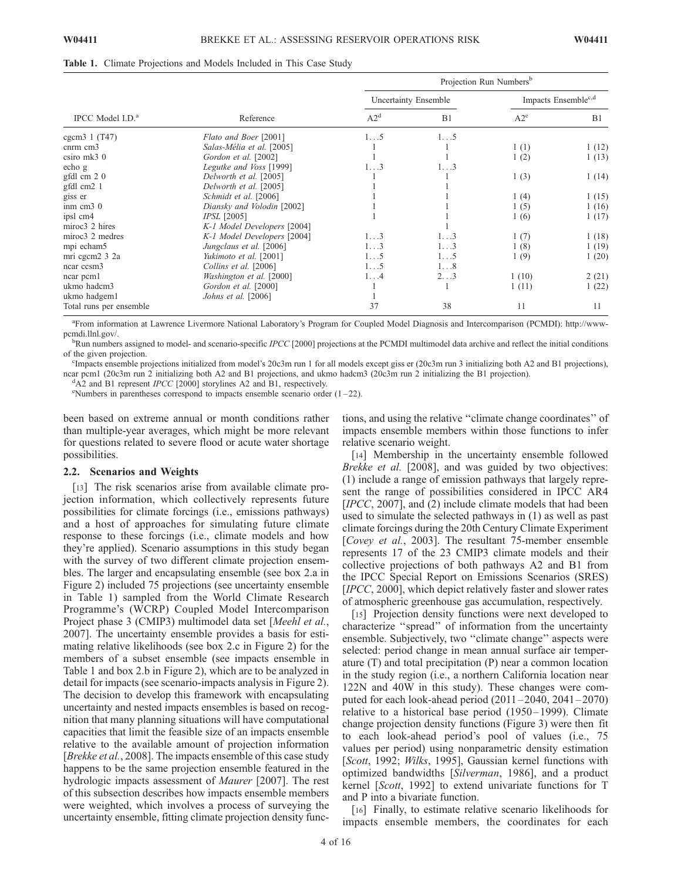**Table 1.** Climate Projections and Models Included in This Case Study

| IPCC Model I.D.[a] | Reference | Projection Run Numbers[b] | | | |
|---|---|---|---|---|---|
| | | Uncertainty Ensemble | | Impacts Ensemble[c,d] | |
| | | A2[d] | B1 | A2[e] | B1 |
| cgcm3 1 (T47) | *Flato and Boer* [2001] | 1…5 | 1…5 | | |
| cnrm cm3 | *Salas-Mélia et al.* [2005] | 1 | 1 | 1 (1) | 1 (12) |
| csiro mk3 0 | *Gordon et al.* [2002] | 1 | 1 | 1 (2) | 1 (13) |
| echo g | *Legutke and Voss* [1999] | 1…3 | 1…3 | | |
| gfdl cm 2 0 | *Delworth et al.* [2005] | 1 | 1 | 1 (3) | 1 (14) |
| gfdl cm2 1 | *Delworth et al.* [2005] | 1 | 1 | | |
| giss er | *Schmidt et al.* [2006] | 1 | 1 | 1 (4) | 1 (15) |
| inm cm3 0 | *Diansky and Volodin* [2002] | 1 | 1 | 1 (5) | 1 (16) |
| ipsl cm4 | *IPSL* [2005] | 1 | 1 | 1 (6) | 1 (17) |
| miroc3 2 hires | *K-1 Model Developers* [2004] | | 1 | | |
| miroc3 2 medres | *K-1 Model Developers* [2004] | 1…3 | 1…3 | 1 (7) | 1 (18) |
| mpi echam5 | *Jungclaus et al.* [2006] | 1…3 | 1…3 | 1 (8) | 1 (19) |
| mri cgcm2 3 2a | *Yukimoto et al.* [2001] | 1…5 | 1…5 | 1 (9) | 1 (20) |
| ncar ccsm3 | *Collins et al.* [2006] | 1…5 | 1…8 | | |
| ncar pcm1 | *Washington et al.* [2000] | 1…4 | 2…3 | 1 (10) | 2 (21) |
| ukmo hadcm3 | *Gordon et al.* [2000] | 1 | 1 | 1 (11) | 1 (22) |
| ukmo hadgem1 | *Johns et al.* [2006] | 1 | | | |
| Total runs per ensemble | | 37 | 38 | 11 | 11 |

[a]From information at Lawrence Livermore National Laboratory's Program for Coupled Model Diagnosis and Intercomparison (PCMDI): http://www-pcmdi.llnl.gov/.

[b]Run numbers assigned to model- and scenario-specific *IPCC* [2000] projections at the PCMDI multimodel data archive and reflect the initial conditions of the given projection.

[c]Impacts ensemble projections initialized from model's 20c3m run 1 for all models except giss er (20c3m run 3 initializing both A2 and B1 projections), ncar pcm1 (20c3m run 2 initializing both A2 and B1 projections, and ukmo hadcm3 (20c3m run 2 initializing the B1 projection).

[d]A2 and B1 represent *IPCC* [2000] storylines A2 and B1, respectively.

[e]Numbers in parentheses correspond to impacts ensemble scenario order (1–22).

been based on extreme annual or month conditions rather than multiple-year averages, which might be more relevant for questions related to severe flood or acute water shortage possibilities.

### 2.2. Scenarios and Weights

[13] The risk scenarios arise from available climate projection information, which collectively represents future possibilities for climate forcings (i.e., emissions pathways) and a host of approaches for simulating future climate response to these forcings (i.e., climate models and how they're applied). Scenario assumptions in this study began with the survey of two different climate projection ensembles. The larger and encapsulating ensemble (see box 2.a in Figure 2) included 75 projections (see uncertainty ensemble in Table 1) sampled from the World Climate Research Programme's (WCRP) Coupled Model Intercomparison Project phase 3 (CMIP3) multimodel data set [*Meehl et al.*, 2007]. The uncertainty ensemble provides a basis for estimating relative likelihoods (see box 2.c in Figure 2) for the members of a subset ensemble (see impacts ensemble in Table 1 and box 2.b in Figure 2), which are to be analyzed in detail for impacts (see scenario-impacts analysis in Figure 2). The decision to develop this framework with encapsulating uncertainty and nested impacts ensembles is based on recognition that many planning situations will have computational capacities that limit the feasible size of an impacts ensemble relative to the available amount of projection information [*Brekke et al.*, 2008]. The impacts ensemble of this case study happens to be the same projection ensemble featured in the hydrologic impacts assessment of *Maurer* [2007]. The rest of this subsection describes how impacts ensemble members were weighted, which involves a process of surveying the uncertainty ensemble, fitting climate projection density functions, and using the relative "climate change coordinates" of impacts ensemble members within those functions to infer relative scenario weight.

[14] Membership in the uncertainty ensemble followed *Brekke et al.* [2008], and was guided by two objectives: (1) include a range of emission pathways that largely represent the range of possibilities considered in IPCC AR4 [*IPCC*, 2007], and (2) include climate models that had been used to simulate the selected pathways in (1) as well as past climate forcings during the 20th Century Climate Experiment [*Covey et al.*, 2003]. The resultant 75-member ensemble represents 17 of the 23 CMIP3 climate models and their collective projections of both pathways A2 and B1 from the IPCC Special Report on Emissions Scenarios (SRES) [*IPCC*, 2000], which depict relatively faster and slower rates of atmospheric greenhouse gas accumulation, respectively.

[15] Projection density functions were next developed to characterize "spread" of information from the uncertainty ensemble. Subjectively, two "climate change" aspects were selected: period change in mean annual surface air temperature (T) and total precipitation (P) near a common location in the study region (i.e., a northern California location near 122N and 40W in this study). These changes were computed for each look-ahead period (2011–2040, 2041–2070) relative to a historical base period (1950–1999). Climate change projection density functions (Figure 3) were then fit to each look-ahead period's pool of values (i.e., 75 values per period) using nonparametric density estimation [*Scott*, 1992; *Wilks*, 1995], Gaussian kernel functions with optimized bandwidths [*Silverman*, 1986], and a product kernel [*Scott*, 1992] to extend univariate functions for T and P into a bivariate function.

[16] Finally, to estimate relative scenario likelihoods for impacts ensemble members, the coordinates for each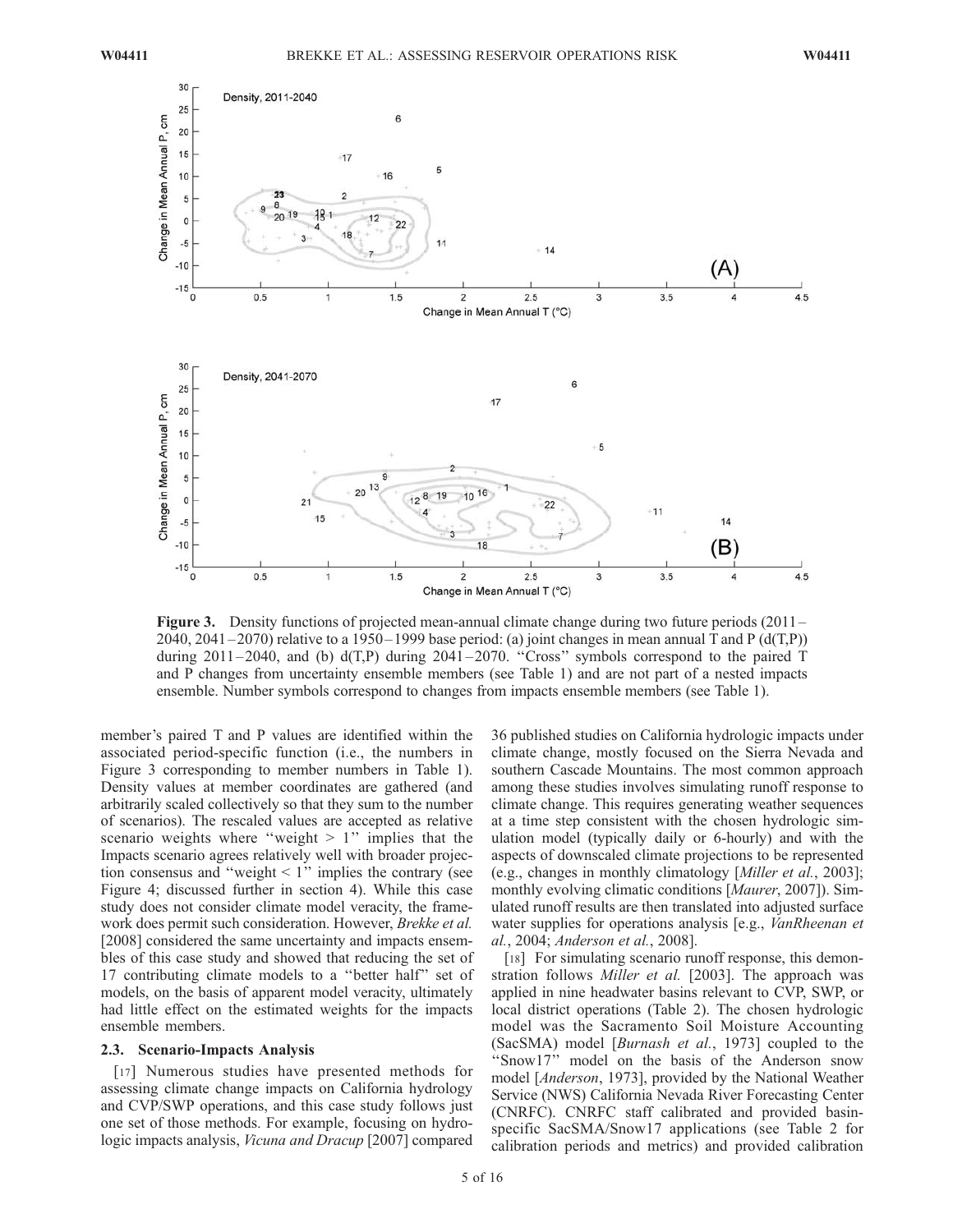**Figure 3.** Density functions of projected mean-annual climate change during two future periods (2011–2040, 2041–2070) relative to a 1950–1999 base period: (a) joint changes in mean annual T and P (d(T,P)) during 2011–2040, and (b) d(T,P) during 2041–2070. "Cross" symbols correspond to the paired T and P changes from uncertainty ensemble members (see Table 1) and are not part of a nested impacts ensemble. Number symbols correspond to changes from impacts ensemble members (see Table 1).

member's paired T and P values are identified within the associated period-specific function (i.e., the numbers in Figure 3 corresponding to member numbers in Table 1). Density values at member coordinates are gathered (and arbitrarily scaled collectively so that they sum to the number of scenarios). The rescaled values are accepted as relative scenario weights where "weight > 1" implies that the Impacts scenario agrees relatively well with broader projection consensus and "weight < 1" implies the contrary (see Figure 4; discussed further in section 4). While this case study does not consider climate model veracity, the framework does permit such consideration. However, *Brekke et al.* [2008] considered the same uncertainty and impacts ensembles of this case study and showed that reducing the set of 17 contributing climate models to a "better half" set of models, on the basis of apparent model veracity, ultimately had little effect on the estimated weights for the impacts ensemble members.

### 2.3. Scenario-Impacts Analysis

[17] Numerous studies have presented methods for assessing climate change impacts on California hydrology and CVP/SWP operations, and this case study follows just one set of those methods. For example, focusing on hydrologic impacts analysis, *Vicuna and Dracup* [2007] compared 36 published studies on California hydrologic impacts under climate change, mostly focused on the Sierra Nevada and southern Cascade Mountains. The most common approach among these studies involves simulating runoff response to climate change. This requires generating weather sequences at a time step consistent with the chosen hydrologic simulation model (typically daily or 6-hourly) and with the aspects of downscaled climate projections to be represented (e.g., changes in monthly climatology [*Miller et al.*, 2003]; monthly evolving climatic conditions [*Maurer*, 2007]). Simulated runoff results are then translated into adjusted surface water supplies for operations analysis [e.g., *VanRheenan et al.*, 2004; *Anderson et al.*, 2008].

[18] For simulating scenario runoff response, this demonstration follows *Miller et al.* [2003]. The approach was applied in nine headwater basins relevant to CVP, SWP, or local district operations (Table 2). The chosen hydrologic model was the Sacramento Soil Moisture Accounting (SacSMA) model [*Burnash et al.*, 1973] coupled to the "Snow17" model on the basis of the Anderson snow model [*Anderson*, 1973], provided by the National Weather Service (NWS) California Nevada River Forecasting Center (CNRFC). CNRFC staff calibrated and provided basin-specific SacSMA/Snow17 applications (see Table 2 for calibration periods and metrics) and provided calibration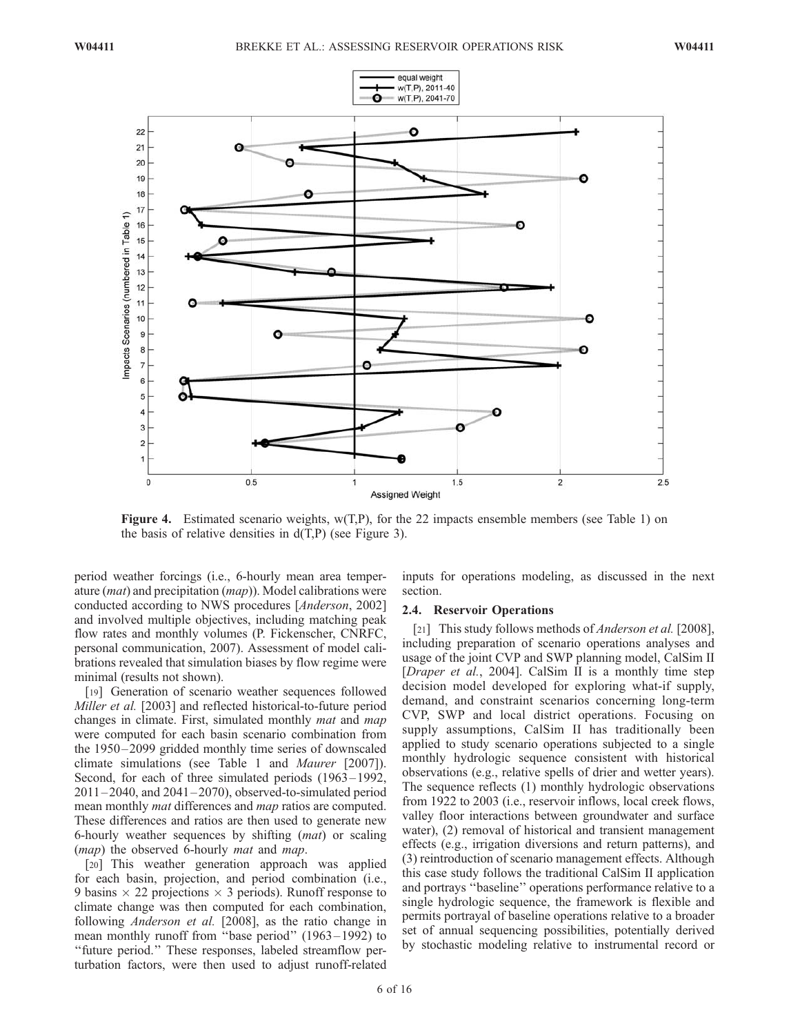**Figure 4.** Estimated scenario weights, w(T,P), for the 22 impacts ensemble members (see Table 1) on the basis of relative densities in d(T,P) (see Figure 3).

period weather forcings (i.e., 6-hourly mean area temperature (*mat*) and precipitation (*map*)). Model calibrations were conducted according to NWS procedures [*Anderson*, 2002] and involved multiple objectives, including matching peak flow rates and monthly volumes (P. Fickenscher, CNRFC, personal communication, 2007). Assessment of model calibrations revealed that simulation biases by flow regime were minimal (results not shown).

[19] Generation of scenario weather sequences followed *Miller et al.* [2003] and reflected historical-to-future period changes in climate. First, simulated monthly *mat* and *map* were computed for each basin scenario combination from the 1950–2099 gridded monthly time series of downscaled climate simulations (see Table 1 and *Maurer* [2007]). Second, for each of three simulated periods (1963–1992, 2011–2040, and 2041–2070), observed-to-simulated period mean monthly *mat* differences and *map* ratios are computed. These differences and ratios are then used to generate new 6-hourly weather sequences by shifting (*mat*) or scaling (*map*) the observed 6-hourly *mat* and *map*.

[20] This weather generation approach was applied for each basin, projection, and period combination (i.e., 9 basins × 22 projections × 3 periods). Runoff response to climate change was then computed for each combination, following *Anderson et al.* [2008], as the ratio change in mean monthly runoff from "base period" (1963–1992) to "future period." These responses, labeled streamflow perturbation factors, were then used to adjust runoff-related inputs for operations modeling, as discussed in the next section.

### 2.4. Reservoir Operations

[21] This study follows methods of *Anderson et al.* [2008], including preparation of scenario operations analyses and usage of the joint CVP and SWP planning model, CalSim II [*Draper et al.*, 2004]. CalSim II is a monthly time step decision model developed for exploring what-if supply, demand, and constraint scenarios concerning long-term CVP, SWP and local district operations. Focusing on supply assumptions, CalSim II has traditionally been applied to study scenario operations subjected to a single monthly hydrologic sequence consistent with historical observations (e.g., relative spells of drier and wetter years). The sequence reflects (1) monthly hydrologic observations from 1922 to 2003 (i.e., reservoir inflows, local creek flows, valley floor interactions between groundwater and surface water), (2) removal of historical and transient management effects (e.g., irrigation diversions and return patterns), and (3) reintroduction of scenario management effects. Although this case study follows the traditional CalSim II application and portrays "baseline" operations performance relative to a single hydrologic sequence, the framework is flexible and permits portrayal of baseline operations relative to a broader set of annual sequencing possibilities, potentially derived by stochastic modeling relative to instrumental record or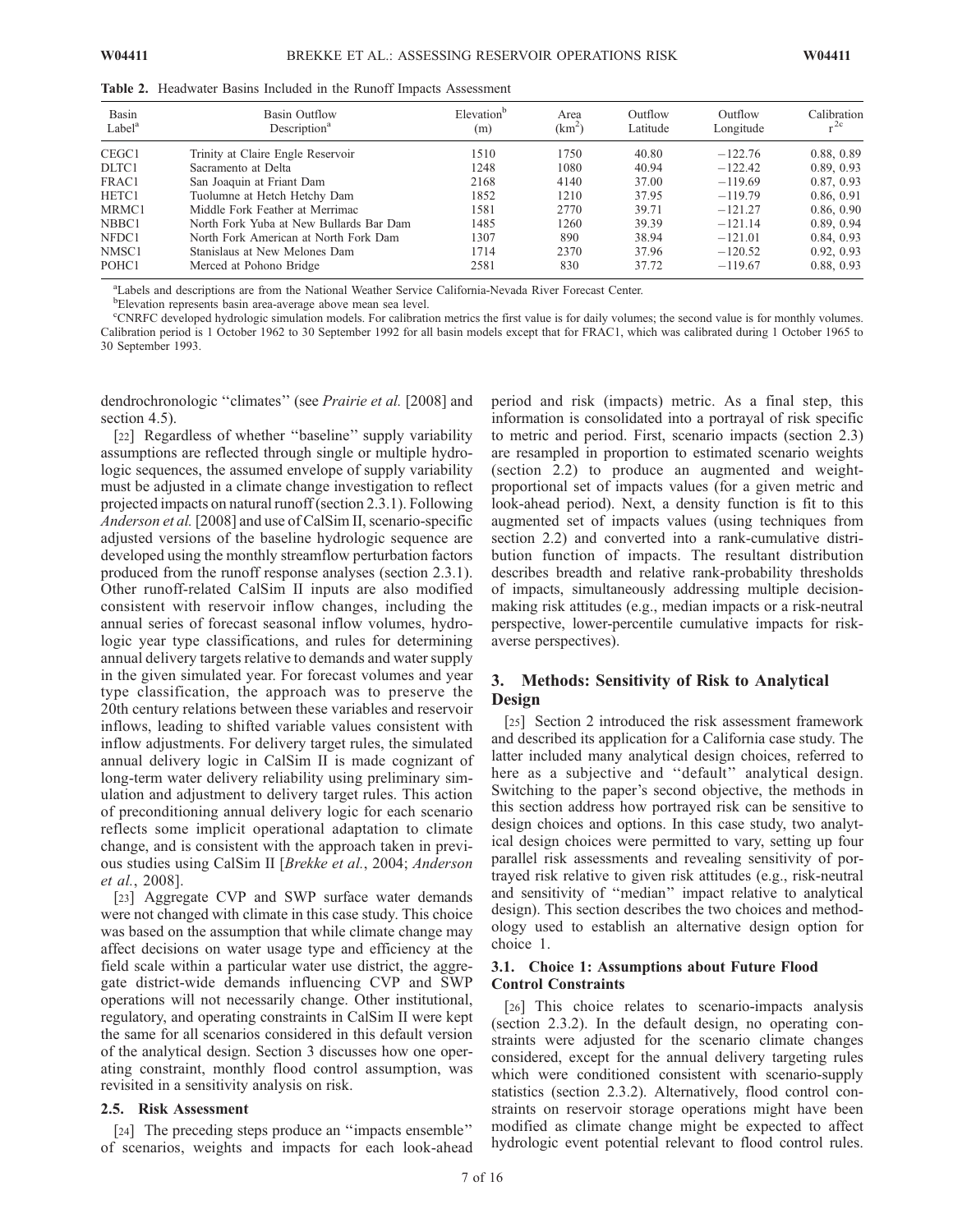**Table 2.** Headwater Basins Included in the Runoff Impacts Assessment

| Basin Label[a] | Basin Outflow Description[a] | Elevation[b] (m) | Area (km$^2$) | Outflow Latitude | Outflow Longitude | Calibration $r^2$[c] |
|---|---|---|---|---|---|---|
| CEGC1 | Trinity at Claire Engle Reservoir | 1510 | 1750 | 40.80 | −122.76 | 0.88, 0.89 |
| DLTC1 | Sacramento at Delta | 1248 | 1080 | 40.94 | −122.42 | 0.89, 0.93 |
| FRAC1 | San Joaquin at Friant Dam | 2168 | 4140 | 37.00 | −119.69 | 0.87, 0.93 |
| HETC1 | Tuolumne at Hetch Hetchy Dam | 1852 | 1210 | 37.95 | −119.79 | 0.86, 0.91 |
| MRMC1 | Middle Fork Feather at Merrimac | 1581 | 2770 | 39.71 | −121.27 | 0.86, 0.90 |
| NBBC1 | North Fork Yuba at New Bullards Bar Dam | 1485 | 1260 | 39.39 | −121.14 | 0.89, 0.94 |
| NFDC1 | North Fork American at North Fork Dam | 1307 | 890 | 38.94 | −121.01 | 0.84, 0.93 |
| NMSC1 | Stanislaus at New Melones Dam | 1714 | 2370 | 37.96 | −120.52 | 0.92, 0.93 |
| POHC1 | Merced at Pohono Bridge | 2581 | 830 | 37.72 | −119.67 | 0.88, 0.93 |

[a]Labels and descriptions are from the National Weather Service California-Nevada River Forecast Center.

[b]Elevation represents basin area-average above mean sea level.

[c]CNRFC developed hydrologic simulation models. For calibration metrics the first value is for daily volumes; the second value is for monthly volumes. Calibration period is 1 October 1962 to 30 September 1992 for all basin models except that for FRAC1, which was calibrated during 1 October 1965 to 30 September 1993.

dendrochronologic "climates" (see *Prairie et al.* [2008] and section 4.5).

[22] Regardless of whether "baseline" supply variability assumptions are reflected through single or multiple hydrologic sequences, the assumed envelope of supply variability must be adjusted in a climate change investigation to reflect projected impacts on natural runoff (section 2.3.1). Following *Anderson et al.* [2008] and use of CalSim II, scenario-specific adjusted versions of the baseline hydrologic sequence are developed using the monthly streamflow perturbation factors produced from the runoff response analyses (section 2.3.1). Other runoff-related CalSim II inputs are also modified consistent with reservoir inflow changes, including the annual series of forecast seasonal inflow volumes, hydrologic year type classifications, and rules for determining annual delivery targets relative to demands and water supply in the given simulated year. For forecast volumes and year type classification, the approach was to preserve the 20th century relations between these variables and reservoir inflows, leading to shifted variable values consistent with inflow adjustments. For delivery target rules, the simulated annual delivery logic in CalSim II is made cognizant of long-term water delivery reliability using preliminary simulation and adjustment to delivery target rules. This action of preconditioning annual delivery logic for each scenario reflects some implicit operational adaptation to climate change, and is consistent with the approach taken in previous studies using CalSim II [*Brekke et al.*, 2004; *Anderson et al.*, 2008].

[23] Aggregate CVP and SWP surface water demands were not changed with climate in this case study. This choice was based on the assumption that while climate change may affect decisions on water usage type and efficiency at the field scale within a particular water use district, the aggregate district-wide demands influencing CVP and SWP operations will not necessarily change. Other institutional, regulatory, and operating constraints in CalSim II were kept the same for all scenarios considered in this default version of the analytical design. Section 3 discusses how one operating constraint, monthly flood control assumption, was revisited in a sensitivity analysis on risk.

### 2.5. Risk Assessment

[24] The preceding steps produce an "impacts ensemble" of scenarios, weights and impacts for each look-ahead period and risk (impacts) metric. As a final step, this information is consolidated into a portrayal of risk specific to metric and period. First, scenario impacts (section 2.3) are resampled in proportion to estimated scenario weights (section 2.2) to produce an augmented and weight-proportional set of impacts values (for a given metric and look-ahead period). Next, a density function is fit to this augmented set of impacts values (using techniques from section 2.2) and converted into a rank-cumulative distribution function of impacts. The resultant distribution describes breadth and relative rank-probability thresholds of impacts, simultaneously addressing multiple decision-making risk attitudes (e.g., median impacts or a risk-neutral perspective, lower-percentile cumulative impacts for risk-averse perspectives).

## 3. Methods: Sensitivity of Risk to Analytical Design

[25] Section 2 introduced the risk assessment framework and described its application for a California case study. The latter included many analytical design choices, referred to here as a subjective and "default" analytical design. Switching to the paper's second objective, the methods in this section address how portrayed risk can be sensitive to design choices and options. In this case study, two analytical design choices were permitted to vary, setting up four parallel risk assessments and revealing sensitivity of portrayed risk relative to given risk attitudes (e.g., risk-neutral and sensitivity of "median" impact relative to analytical design). This section describes the two choices and methodology used to establish an alternative design option for choice 1.

### 3.1. Choice 1: Assumptions about Future Flood Control Constraints

[26] This choice relates to scenario-impacts analysis (section 2.3.2). In the default design, no operating constraints were adjusted for the scenario climate changes considered, except for the annual delivery targeting rules which were conditioned consistent with scenario-supply statistics (section 2.3.2). Alternatively, flood control constraints on reservoir storage operations might have been modified as climate change might be expected to affect hydrologic event potential relevant to flood control rules.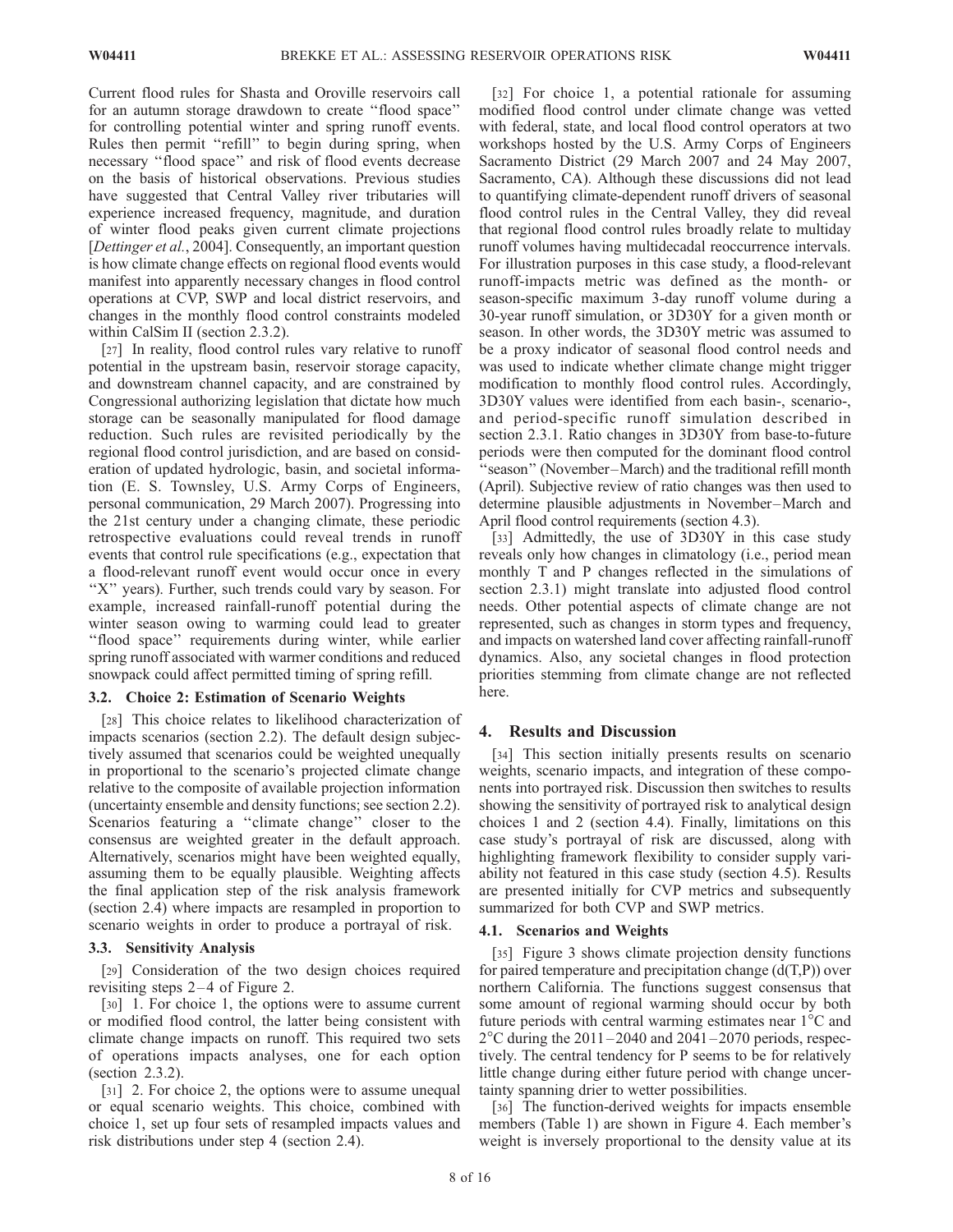Current flood rules for Shasta and Oroville reservoirs call for an autumn storage drawdown to create "flood space" for controlling potential winter and spring runoff events. Rules then permit "refill" to begin during spring, when necessary "flood space" and risk of flood events decrease on the basis of historical observations. Previous studies have suggested that Central Valley river tributaries will experience increased frequency, magnitude, and duration of winter flood peaks given current climate projections [*Dettinger et al.*, 2004]. Consequently, an important question is how climate change effects on regional flood events would manifest into apparently necessary changes in flood control operations at CVP, SWP and local district reservoirs, and changes in the monthly flood control constraints modeled within CalSim II (section 2.3.2).

[27] In reality, flood control rules vary relative to runoff potential in the upstream basin, reservoir storage capacity, and downstream channel capacity, and are constrained by Congressional authorizing legislation that dictate how much storage can be seasonally manipulated for flood damage reduction. Such rules are revisited periodically by the regional flood control jurisdiction, and are based on consideration of updated hydrologic, basin, and societal information (E. S. Townsley, U.S. Army Corps of Engineers, personal communication, 29 March 2007). Progressing into the 21st century under a changing climate, these periodic retrospective evaluations could reveal trends in runoff events that control rule specifications (e.g., expectation that a flood-relevant runoff event would occur once in every "X" years). Further, such trends could vary by season. For example, increased rainfall-runoff potential during the winter season owing to warming could lead to greater "flood space" requirements during winter, while earlier spring runoff associated with warmer conditions and reduced snowpack could affect permitted timing of spring refill.

### 3.2. Choice 2: Estimation of Scenario Weights

[28] This choice relates to likelihood characterization of impacts scenarios (section 2.2). The default design subjectively assumed that scenarios could be weighted unequally in proportional to the scenario's projected climate change relative to the composite of available projection information (uncertainty ensemble and density functions; see section 2.2). Scenarios featuring a "climate change" closer to the consensus are weighted greater in the default approach. Alternatively, scenarios might have been weighted equally, assuming them to be equally plausible. Weighting affects the final application step of the risk analysis framework (section 2.4) where impacts are resampled in proportion to scenario weights in order to produce a portrayal of risk.

### 3.3. Sensitivity Analysis

[29] Consideration of the two design choices required revisiting steps 2–4 of Figure 2.

[30] 1. For choice 1, the options were to assume current or modified flood control, the latter being consistent with climate change impacts on runoff. This required two sets of operations impacts analyses, one for each option (section 2.3.2).

[31] 2. For choice 2, the options were to assume unequal or equal scenario weights. This choice, combined with choice 1, set up four sets of resampled impacts values and risk distributions under step 4 (section 2.4).

[32] For choice 1, a potential rationale for assuming modified flood control under climate change was vetted with federal, state, and local flood control operators at two workshops hosted by the U.S. Army Corps of Engineers Sacramento District (29 March 2007 and 24 May 2007, Sacramento, CA). Although these discussions did not lead to quantifying climate-dependent runoff drivers of seasonal flood control rules in the Central Valley, they did reveal that regional flood control rules broadly relate to multiday runoff volumes having multidecadal reoccurrence intervals. For illustration purposes in this case study, a flood-relevant runoff-impacts metric was defined as the month- or season-specific maximum 3-day runoff volume during a 30-year runoff simulation, or 3D30Y for a given month or season. In other words, the 3D30Y metric was assumed to be a proxy indicator of seasonal flood control needs and was used to indicate whether climate change might trigger modification to monthly flood control rules. Accordingly, 3D30Y values were identified from each basin-, scenario-, and period-specific runoff simulation described in section 2.3.1. Ratio changes in 3D30Y from base-to-future periods were then computed for the dominant flood control "season" (November–March) and the traditional refill month (April). Subjective review of ratio changes was then used to determine plausible adjustments in November–March and April flood control requirements (section 4.3).

[33] Admittedly, the use of 3D30Y in this case study reveals only how changes in climatology (i.e., period mean monthly T and P changes reflected in the simulations of section 2.3.1) might translate into adjusted flood control needs. Other potential aspects of climate change are not represented, such as changes in storm types and frequency, and impacts on watershed land cover affecting rainfall-runoff dynamics. Also, any societal changes in flood protection priorities stemming from climate change are not reflected here.

## 4. Results and Discussion

[34] This section initially presents results on scenario weights, scenario impacts, and integration of these components into portrayed risk. Discussion then switches to results showing the sensitivity of portrayed risk to analytical design choices 1 and 2 (section 4.4). Finally, limitations on this case study's portrayal of risk are discussed, along with highlighting framework flexibility to consider supply variability not featured in this case study (section 4.5). Results are presented initially for CVP metrics and subsequently summarized for both CVP and SWP metrics.

### 4.1. Scenarios and Weights

[35] Figure 3 shows climate projection density functions for paired temperature and precipitation change ($d(T,P)$) over northern California. The functions suggest consensus that some amount of regional warming should occur by both future periods with central warming estimates near 1°C and 2°C during the 2011–2040 and 2041–2070 periods, respectively. The central tendency for P seems to be for relatively little change during either future period with change uncertainty spanning drier to wetter possibilities.

[36] The function-derived weights for impacts ensemble members (Table 1) are shown in Figure 4. Each member's weight is inversely proportional to the density value at its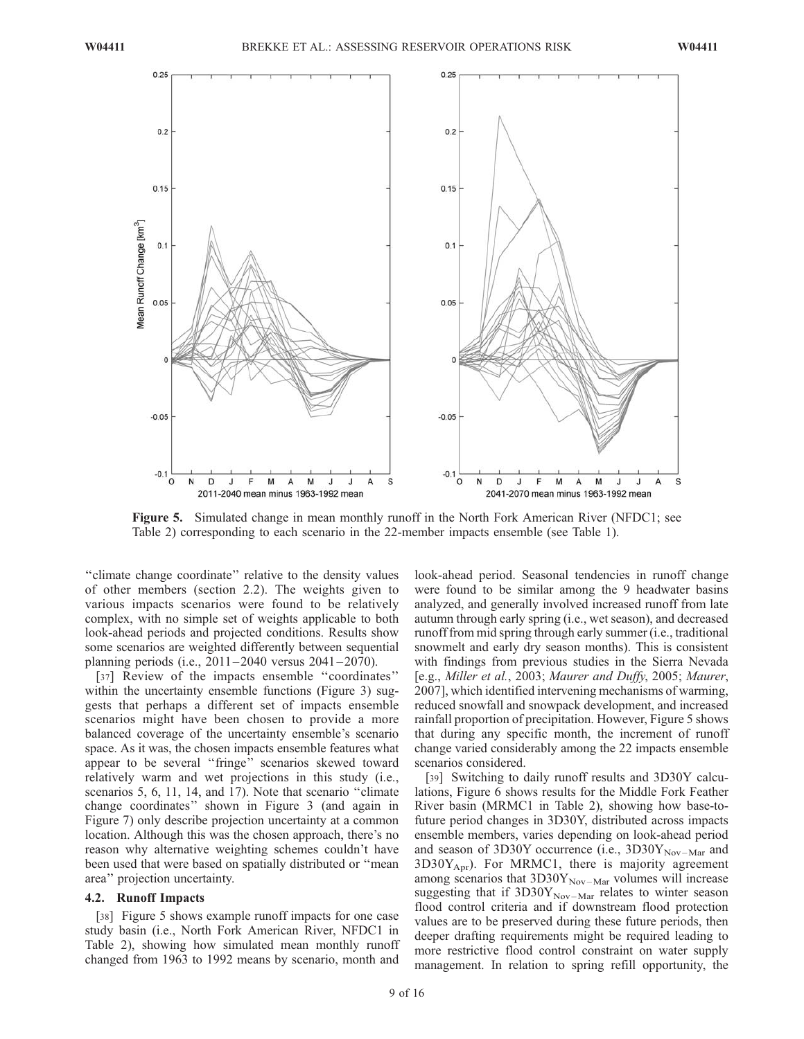**Figure 5.** Simulated change in mean monthly runoff in the North Fork American River (NFDC1; see Table 2) corresponding to each scenario in the 22-member impacts ensemble (see Table 1).

"climate change coordinate" relative to the density values of other members (section 2.2). The weights given to various impacts scenarios were found to be relatively complex, with no simple set of weights applicable to both look-ahead periods and projected conditions. Results show some scenarios are weighted differently between sequential planning periods (i.e., 2011–2040 versus 2041–2070).

[37] Review of the impacts ensemble "coordinates" within the uncertainty ensemble functions (Figure 3) suggests that perhaps a different set of impacts ensemble scenarios might have been chosen to provide a more balanced coverage of the uncertainty ensemble's scenario space. As it was, the chosen impacts ensemble features what appear to be several "fringe" scenarios skewed toward relatively warm and wet projections in this study (i.e., scenarios 5, 6, 11, 14, and 17). Note that scenario "climate change coordinates" shown in Figure 3 (and again in Figure 7) only describe projection uncertainty at a common location. Although this was the chosen approach, there's no reason why alternative weighting schemes couldn't have been used that were based on spatially distributed or "mean area" projection uncertainty.

## 4.2. Runoff Impacts

[38] Figure 5 shows example runoff impacts for one case study basin (i.e., North Fork American River, NFDC1 in Table 2), showing how simulated mean monthly runoff changed from 1963 to 1992 means by scenario, month and look-ahead period. Seasonal tendencies in runoff change were found to be similar among the 9 headwater basins analyzed, and generally involved increased runoff from late autumn through early spring (i.e., wet season), and decreased runoff from mid spring through early summer (i.e., traditional snowmelt and early dry season months). This is consistent with findings from previous studies in the Sierra Nevada [e.g., *Miller et al.*, 2003; *Maurer and Duffy*, 2005; *Maurer*, 2007], which identified intervening mechanisms of warming, reduced snowfall and snowpack development, and increased rainfall proportion of precipitation. However, Figure 5 shows that during any specific month, the increment of runoff change varied considerably among the 22 impacts ensemble scenarios considered.

[39] Switching to daily runoff results and 3D30Y calculations, Figure 6 shows results for the Middle Fork Feather River basin (MRMC1 in Table 2), showing how base-to-future period changes in 3D30Y, distributed across impacts ensemble members, varies depending on look-ahead period and season of 3D30Y occurrence (i.e., $3D30Y_{Nov-Mar}$ and $3D30Y_{Apr}$). For MRMC1, there is majority agreement among scenarios that $3D30Y_{Nov-Mar}$ volumes will increase suggesting that if $3D30Y_{Nov-Mar}$ relates to winter season flood control criteria and if downstream flood protection values are to be preserved during these future periods, then deeper drafting requirements might be required leading to more restrictive flood control constraint on water supply management. In relation to spring refill opportunity, the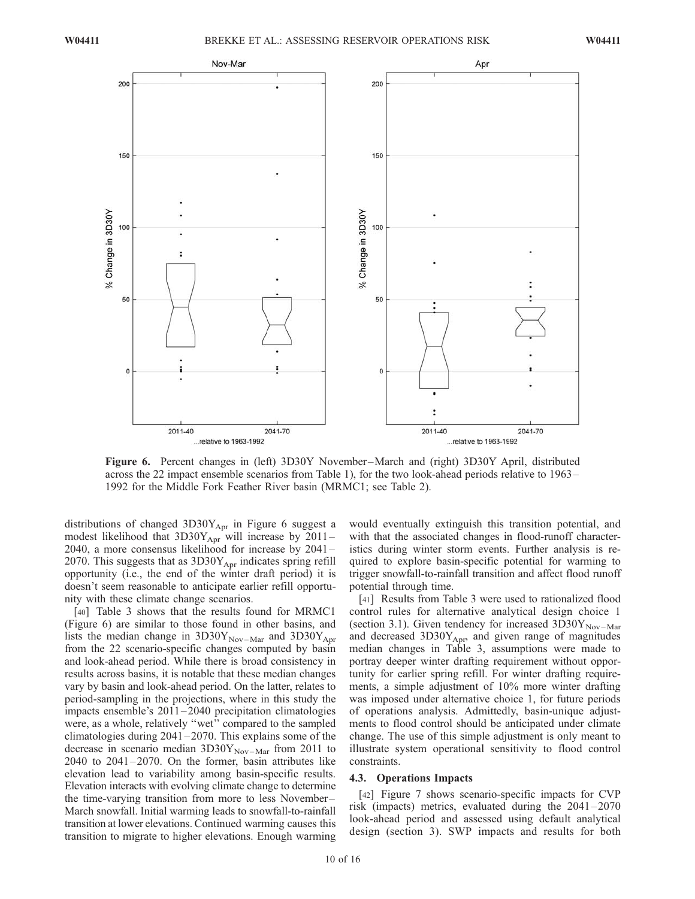**Figure 6.** Percent changes in (left) 3D30Y November–March and (right) 3D30Y April, distributed across the 22 impact ensemble scenarios from Table 1), for the two look-ahead periods relative to 1963–1992 for the Middle Fork Feather River basin (MRMC1; see Table 2).

distributions of changed $3D30Y_{Apr}$ in Figure 6 suggest a modest likelihood that $3D30Y_{Apr}$ will increase by 2011–2040, a more consensus likelihood for increase by 2041–2070. This suggests that as $3D30Y_{Apr}$ indicates spring refill opportunity (i.e., the end of the winter draft period) it is doesn't seem reasonable to anticipate earlier refill opportunity with these climate change scenarios.

[40] Table 3 shows that the results found for MRMC1 (Figure 6) are similar to those found in other basins, and lists the median change in $3D30Y_{Nov-Mar}$ and $3D30Y_{Apr}$ from the 22 scenario-specific changes computed by basin and look-ahead period. While there is broad consistency in results across basins, it is notable that these median changes vary by basin and look-ahead period. On the latter, relates to period-sampling in the projections, where in this study the impacts ensemble's 2011–2040 precipitation climatologies were, as a whole, relatively "wet" compared to the sampled climatologies during 2041–2070. This explains some of the decrease in scenario median $3D30Y_{Nov-Mar}$ from 2011 to 2040 to 2041–2070. On the former, basin attributes like elevation lead to variability among basin-specific results. Elevation interacts with evolving climate change to determine the time-varying transition from more to less November–March snowfall. Initial warming leads to snowfall-to-rainfall transition at lower elevations. Continued warming causes this transition to migrate to higher elevations. Enough warming would eventually extinguish this transition potential, and with that the associated changes in flood-runoff characteristics during winter storm events. Further analysis is required to explore basin-specific potential for warming to trigger snowfall-to-rainfall transition and affect flood runoff potential through time.

[41] Results from Table 3 were used to rationalized flood control rules for alternative analytical design choice 1 (section 3.1). Given tendency for increased $3D30Y_{Nov-Mar}$ and decreased $3D30Y_{Apr}$, and given range of magnitudes median changes in Table 3, assumptions were made to portray deeper winter drafting requirement without opportunity for earlier spring refill. For winter drafting requirements, a simple adjustment of 10% more winter drafting was imposed under alternative choice 1, for future periods of operations analysis. Admittedly, basin-unique adjustments to flood control should be anticipated under climate change. The use of this simple adjustment is only meant to illustrate system operational sensitivity to flood control constraints.

### 4.3. Operations Impacts

[42] Figure 7 shows scenario-specific impacts for CVP risk (impacts) metrics, evaluated during the 2041–2070 look-ahead period and assessed using default analytical design (section 3). SWP impacts and results for both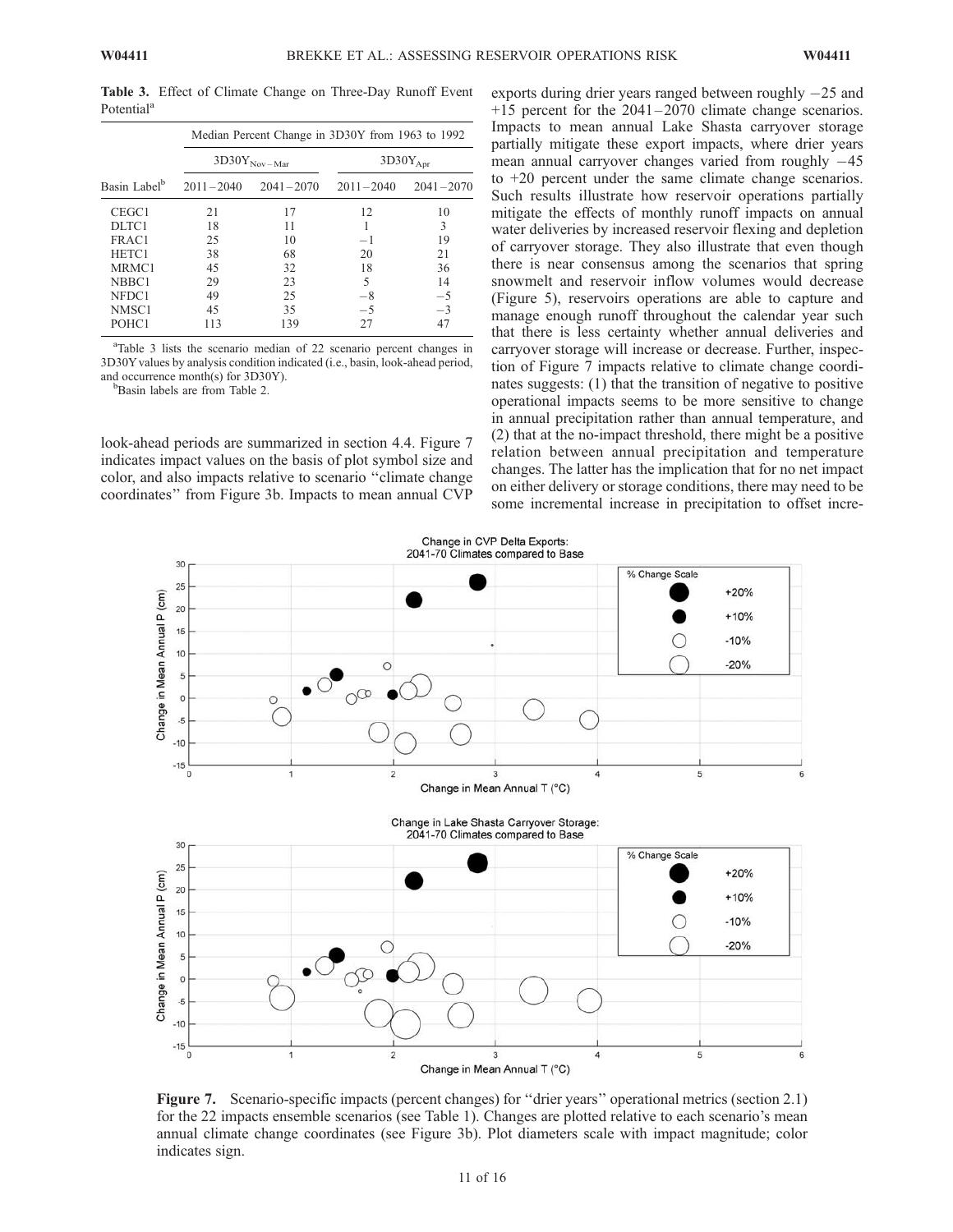**Table 3.** Effect of Climate Change on Three-Day Runoff Event Potential[a]

| Basin Label[b] | Median Percent Change in 3D30Y from 1963 to 1992 | | | |
|---|---|---|---|---|
| | $3D30Y_{Nov-Mar}$ | | $3D30Y_{Apr}$ | |
| | 2011–2040 | 2041–2070 | 2011–2040 | 2041–2070 |
| CEGC1 | 21 | 17 | 12 | 10 |
| DLTC1 | 18 | 11 | 1 | 3 |
| FRAC1 | 25 | 10 | −1 | 19 |
| HETC1 | 38 | 68 | 20 | 21 |
| MRMC1 | 45 | 32 | 18 | 36 |
| NBBC1 | 29 | 23 | 5 | 14 |
| NFDC1 | 49 | 25 | −8 | −5 |
| NMSC1 | 45 | 35 | −5 | −3 |
| POHC1 | 113 | 139 | 27 | 47 |

[a]Table 3 lists the scenario median of 22 scenario percent changes in 3D30Y values by analysis condition indicated (i.e., basin, look-ahead period, and occurrence month(s) for 3D30Y).
[b]Basin labels are from Table 2.

look-ahead periods are summarized in section 4.4. Figure 7 indicates impact values on the basis of plot symbol size and color, and also impacts relative to scenario "climate change coordinates" from Figure 3b. Impacts to mean annual CVP exports during drier years ranged between roughly −25 and +15 percent for the 2041–2070 climate change scenarios. Impacts to mean annual Lake Shasta carryover storage partially mitigate these export impacts, where drier years mean annual carryover changes varied from roughly −45 to +20 percent under the same climate change scenarios. Such results illustrate how reservoir operations partially mitigate the effects of monthly runoff impacts on annual water deliveries by increased reservoir flexing and depletion of carryover storage. They also illustrate that even though there is near consensus among the scenarios that spring snowmelt and reservoir inflow volumes would decrease (Figure 5), reservoirs operations are able to capture and manage enough runoff throughout the calendar year such that there is less certainty whether annual deliveries and carryover storage will increase or decrease. Further, inspection of Figure 7 impacts relative to climate change coordinates suggests: (1) that the transition of negative to positive operational impacts seems to be more sensitive to change in annual precipitation rather than annual temperature, and (2) that at the no-impact threshold, there might be a positive relation between annual precipitation and temperature changes. The latter has the implication that for no net impact on either delivery or storage conditions, there may need to be some incremental increase in precipitation to offset incre-

**Figure 7.** Scenario-specific impacts (percent changes) for "drier years" operational metrics (section 2.1) for the 22 impacts ensemble scenarios (see Table 1). Changes are plotted relative to each scenario's mean annual climate change coordinates (see Figure 3b). Plot diameters scale with impact magnitude; color indicates sign.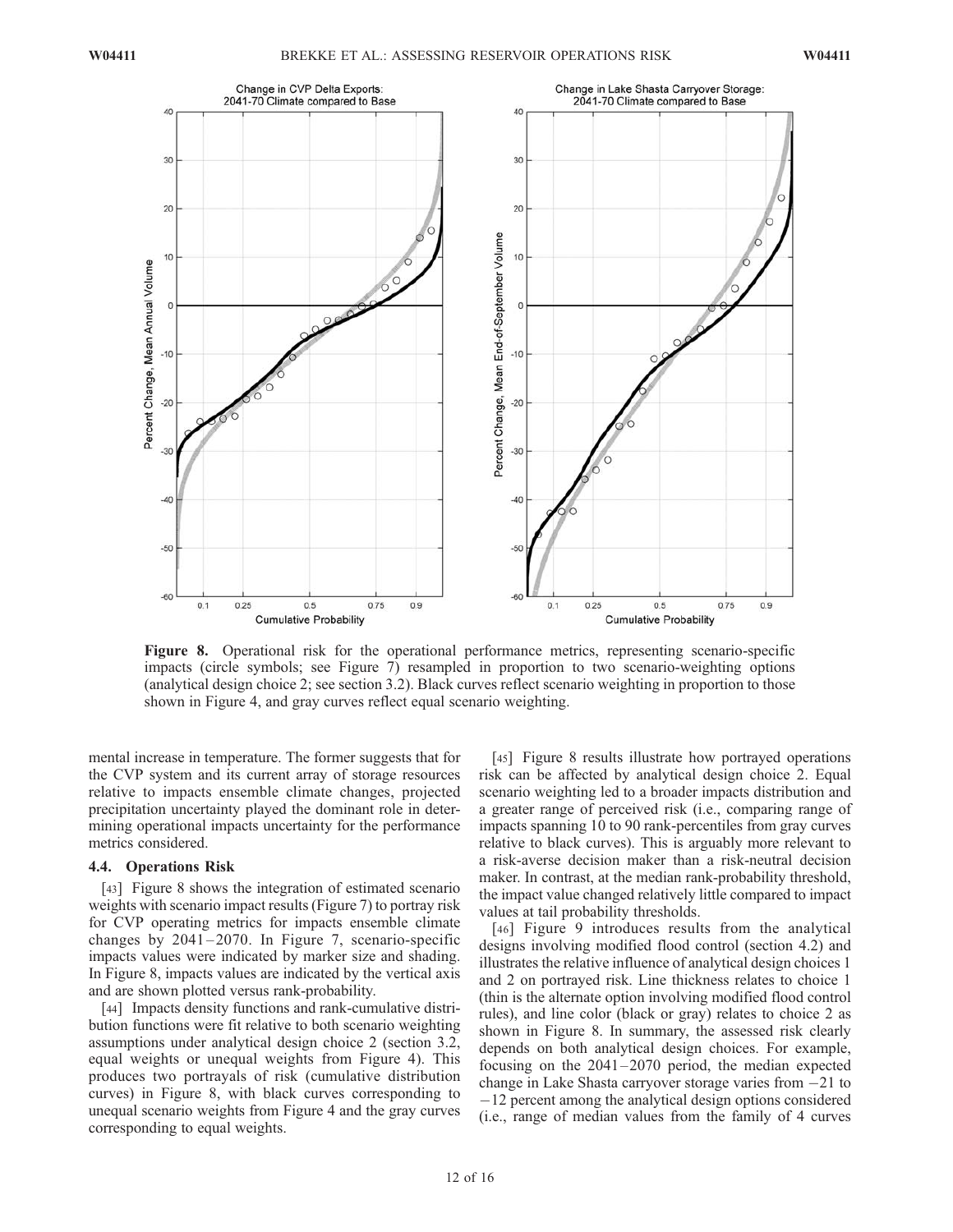**Figure 8.** Operational risk for the operational performance metrics, representing scenario-specific impacts (circle symbols; see Figure 7) resampled in proportion to two scenario-weighting options (analytical design choice 2; see section 3.2). Black curves reflect scenario weighting in proportion to those shown in Figure 4, and gray curves reflect equal scenario weighting.

mental increase in temperature. The former suggests that for the CVP system and its current array of storage resources relative to impacts ensemble climate changes, projected precipitation uncertainty played the dominant role in determining operational impacts uncertainty for the performance metrics considered.

### 4.4. Operations Risk

[43] Figure 8 shows the integration of estimated scenario weights with scenario impact results (Figure 7) to portray risk for CVP operating metrics for impacts ensemble climate changes by 2041–2070. In Figure 7, scenario-specific impacts values were indicated by marker size and shading. In Figure 8, impacts values are indicated by the vertical axis and are shown plotted versus rank-probability.

[44] Impacts density functions and rank-cumulative distribution functions were fit relative to both scenario weighting assumptions under analytical design choice 2 (section 3.2, equal weights or unequal weights from Figure 4). This produces two portrayals of risk (cumulative distribution curves) in Figure 8, with black curves corresponding to unequal scenario weights from Figure 4 and the gray curves corresponding to equal weights.

[45] Figure 8 results illustrate how portrayed operations risk can be affected by analytical design choice 2. Equal scenario weighting led to a broader impacts distribution and a greater range of perceived risk (i.e., comparing range of impacts spanning 10 to 90 rank-percentiles from gray curves relative to black curves). This is arguably more relevant to a risk-averse decision maker than a risk-neutral decision maker. In contrast, at the median rank-probability threshold, the impact value changed relatively little compared to impact values at tail probability thresholds.

[46] Figure 9 introduces results from the analytical designs involving modified flood control (section 4.2) and illustrates the relative influence of analytical design choices 1 and 2 on portrayed risk. Line thickness relates to choice 1 (thin is the alternate option involving modified flood control rules), and line color (black or gray) relates to choice 2 as shown in Figure 8. In summary, the assessed risk clearly depends on both analytical design choices. For example, focusing on the 2041–2070 period, the median expected change in Lake Shasta carryover storage varies from −21 to −12 percent among the analytical design options considered (i.e., range of median values from the family of 4 curves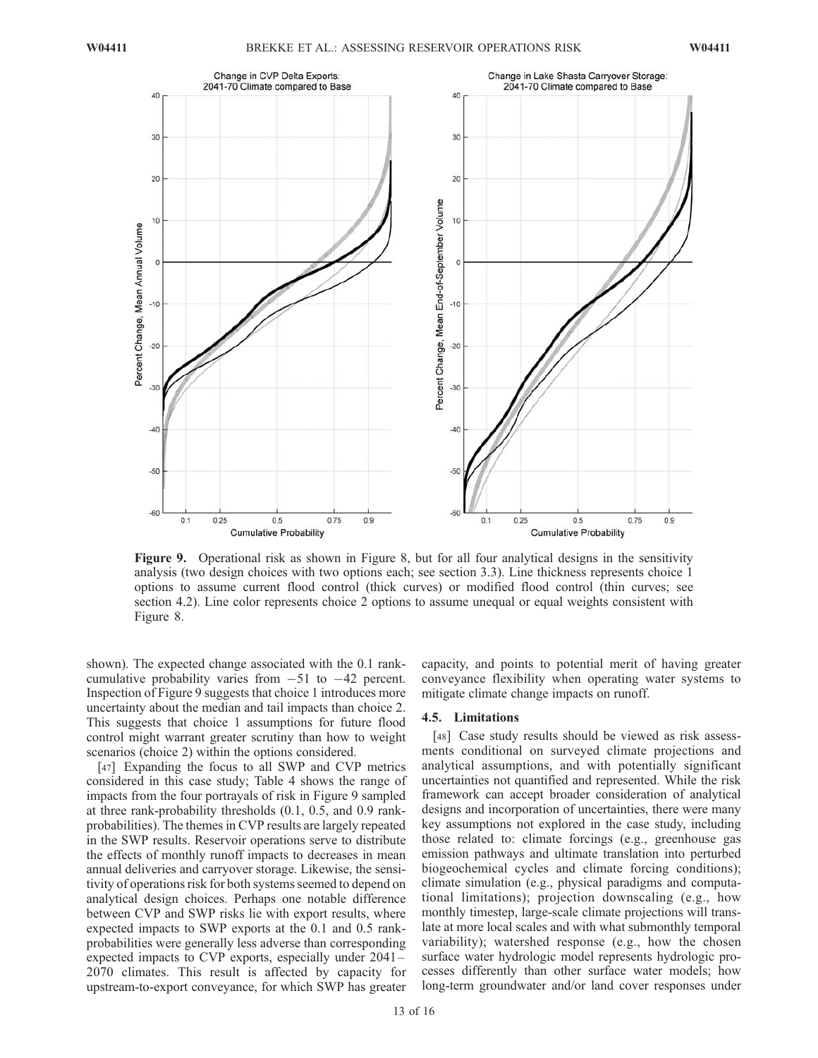**Figure 9.** Operational risk as shown in Figure 8, but for all four analytical designs in the sensitivity analysis (two design choices with two options each; see section 3.3). Line thickness represents choice 1 options to assume current flood control (thick curves) or modified flood control (thin curves; see section 4.2). Line color represents choice 2 options to assume unequal or equal weights consistent with Figure 8.

shown). The expected change associated with the 0.1 rank-cumulative probability varies from −51 to −42 percent. Inspection of Figure 9 suggests that choice 1 introduces more uncertainty about the median and tail impacts than choice 2. This suggests that choice 1 assumptions for future flood control might warrant greater scrutiny than how to weight scenarios (choice 2) within the options considered.

[47] Expanding the focus to all SWP and CVP metrics considered in this case study; Table 4 shows the range of impacts from the four portrayals of risk in Figure 9 sampled at three rank-probability thresholds (0.1, 0.5, and 0.9 rank-probabilities). The themes in CVP results are largely repeated in the SWP results. Reservoir operations serve to distribute the effects of monthly runoff impacts to decreases in mean annual deliveries and carryover storage. Likewise, the sensitivity of operations risk for both systems seemed to depend on analytical design choices. Perhaps one notable difference between CVP and SWP risks lie with export results, where expected impacts to SWP exports at the 0.1 and 0.5 rank-probabilities were generally less adverse than corresponding expected impacts to CVP exports, especially under 2041–2070 climates. This result is affected by capacity for upstream-to-export conveyance, for which SWP has greater capacity, and points to potential merit of having greater conveyance flexibility when operating water systems to mitigate climate change impacts on runoff.

### 4.5. Limitations

[48] Case study results should be viewed as risk assessments conditional on surveyed climate projections and analytical assumptions, and with potentially significant uncertainties not quantified and represented. While the risk framework can accept broader consideration of analytical designs and incorporation of uncertainties, there were many key assumptions not explored in the case study, including those related to: climate forcings (e.g., greenhouse gas emission pathways and ultimate translation into perturbed biogeochemical cycles and climate forcing conditions); climate simulation (e.g., physical paradigms and computational limitations); projection downscaling (e.g., how monthly timestep, large-scale climate projections will translate at more local scales and with what submonthly temporal variability); watershed response (e.g., how the chosen surface water hydrologic model represents hydrologic processes differently than other surface water models; how long-term groundwater and/or land cover responses under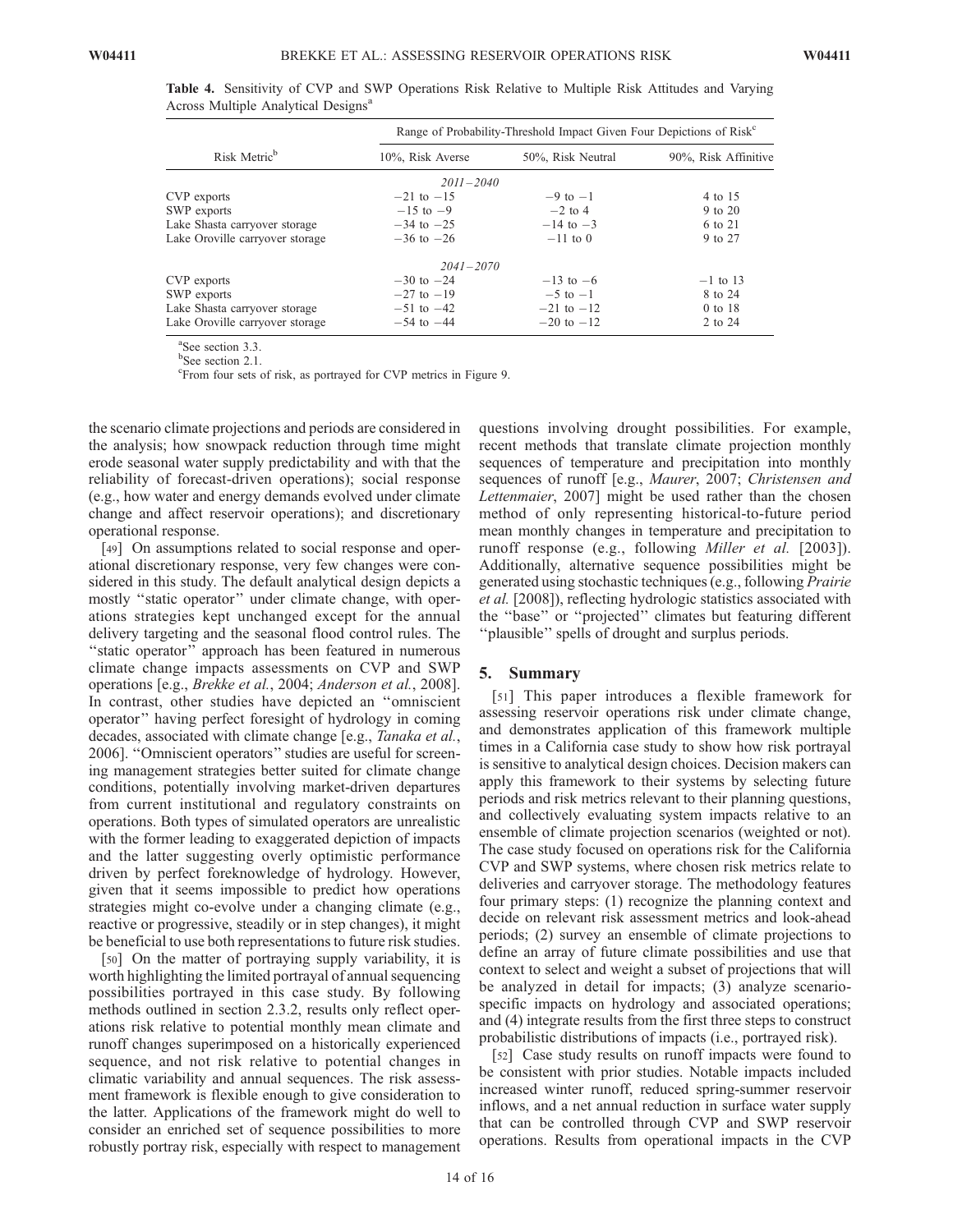**Table 4.** Sensitivity of CVP and SWP Operations Risk Relative to Multiple Risk Attitudes and Varying Across Multiple Analytical Designs[a]

| Risk Metric[b] | Range of Probability-Threshold Impact Given Four Depictions of Risk[c] | | |
|---|---|---|---|
| | 10%, Risk Averse | 50%, Risk Neutral | 90%, Risk Affinitive |
| | *2011–2040* | | |
| CVP exports | −21 to −15 | −9 to −1 | 4 to 15 |
| SWP exports | −15 to −9 | −2 to 4 | 9 to 20 |
| Lake Shasta carryover storage | −34 to −25 | −14 to −3 | 6 to 21 |
| Lake Oroville carryover storage | −36 to −26 | −11 to 0 | 9 to 27 |
| | *2041–2070* | | |
| CVP exports | −30 to −24 | −13 to −6 | −1 to 13 |
| SWP exports | −27 to −19 | −5 to −1 | 8 to 24 |
| Lake Shasta carryover storage | −51 to −42 | −21 to −12 | 0 to 18 |
| Lake Oroville carryover storage | −54 to −44 | −20 to −12 | 2 to 24 |

[a]See section 3.3.
[b]See section 2.1.
[c]From four sets of risk, as portrayed for CVP metrics in Figure 9.

the scenario climate projections and periods are considered in the analysis; how snowpack reduction through time might erode seasonal water supply predictability and with that the reliability of forecast-driven operations); social response (e.g., how water and energy demands evolved under climate change and affect reservoir operations); and discretionary operational response.

[49] On assumptions related to social response and operational discretionary response, very few changes were considered in this study. The default analytical design depicts a mostly "static operator" under climate change, with operations strategies kept unchanged except for the annual delivery targeting and the seasonal flood control rules. The "static operator" approach has been featured in numerous climate change impacts assessments on CVP and SWP operations [e.g., *Brekke et al.*, 2004; *Anderson et al.*, 2008]. In contrast, other studies have depicted an "omniscient operator" having perfect foresight of hydrology in coming decades, associated with climate change [e.g., *Tanaka et al.*, 2006]. "Omniscient operators" studies are useful for screening management strategies better suited for climate change conditions, potentially involving market-driven departures from current institutional and regulatory constraints on operations. Both types of simulated operators are unrealistic with the former leading to exaggerated depiction of impacts and the latter suggesting overly optimistic performance driven by perfect foreknowledge of hydrology. However, given that it seems impossible to predict how operations strategies might co-evolve under a changing climate (e.g., reactive or progressive, steadily or in step changes), it might be beneficial to use both representations to future risk studies.

[50] On the matter of portraying supply variability, it is worth highlighting the limited portrayal of annual sequencing possibilities portrayed in this case study. By following methods outlined in section 2.3.2, results only reflect operations risk relative to potential monthly mean climate and runoff changes superimposed on a historically experienced sequence, and not risk relative to potential changes in climatic variability and annual sequences. The risk assessment framework is flexible enough to give consideration to the latter. Applications of the framework might do well to consider an enriched set of sequence possibilities to more robustly portray risk, especially with respect to management questions involving drought possibilities. For example, recent methods that translate climate projection monthly sequences of temperature and precipitation into monthly sequences of runoff [e.g., *Maurer*, 2007; *Christensen and Lettenmaier*, 2007] might be used rather than the chosen method of only representing historical-to-future period mean monthly changes in temperature and precipitation to runoff response (e.g., following *Miller et al.* [2003]). Additionally, alternative sequence possibilities might be generated using stochastic techniques (e.g., following *Prairie et al.* [2008]), reflecting hydrologic statistics associated with the "base" or "projected" climates but featuring different "plausible" spells of drought and surplus periods.

## 5. Summary

[51] This paper introduces a flexible framework for assessing reservoir operations risk under climate change, and demonstrates application of this framework multiple times in a California case study to show how risk portrayal is sensitive to analytical design choices. Decision makers can apply this framework to their systems by selecting future periods and risk metrics relevant to their planning questions, and collectively evaluating system impacts relative to an ensemble of climate projection scenarios (weighted or not). The case study focused on operations risk for the California CVP and SWP systems, where chosen risk metrics relate to deliveries and carryover storage. The methodology features four primary steps: (1) recognize the planning context and decide on relevant risk assessment metrics and look-ahead periods; (2) survey an ensemble of climate projections to define an array of future climate possibilities and use that context to select and weight a subset of projections that will be analyzed in detail for impacts; (3) analyze scenario-specific impacts on hydrology and associated operations; and (4) integrate results from the first three steps to construct probabilistic distributions of impacts (i.e., portrayed risk).

[52] Case study results on runoff impacts were found to be consistent with prior studies. Notable impacts included increased winter runoff, reduced spring-summer reservoir inflows, and a net annual reduction in surface water supply that can be controlled through CVP and SWP reservoir operations. Results from operational impacts in the CVP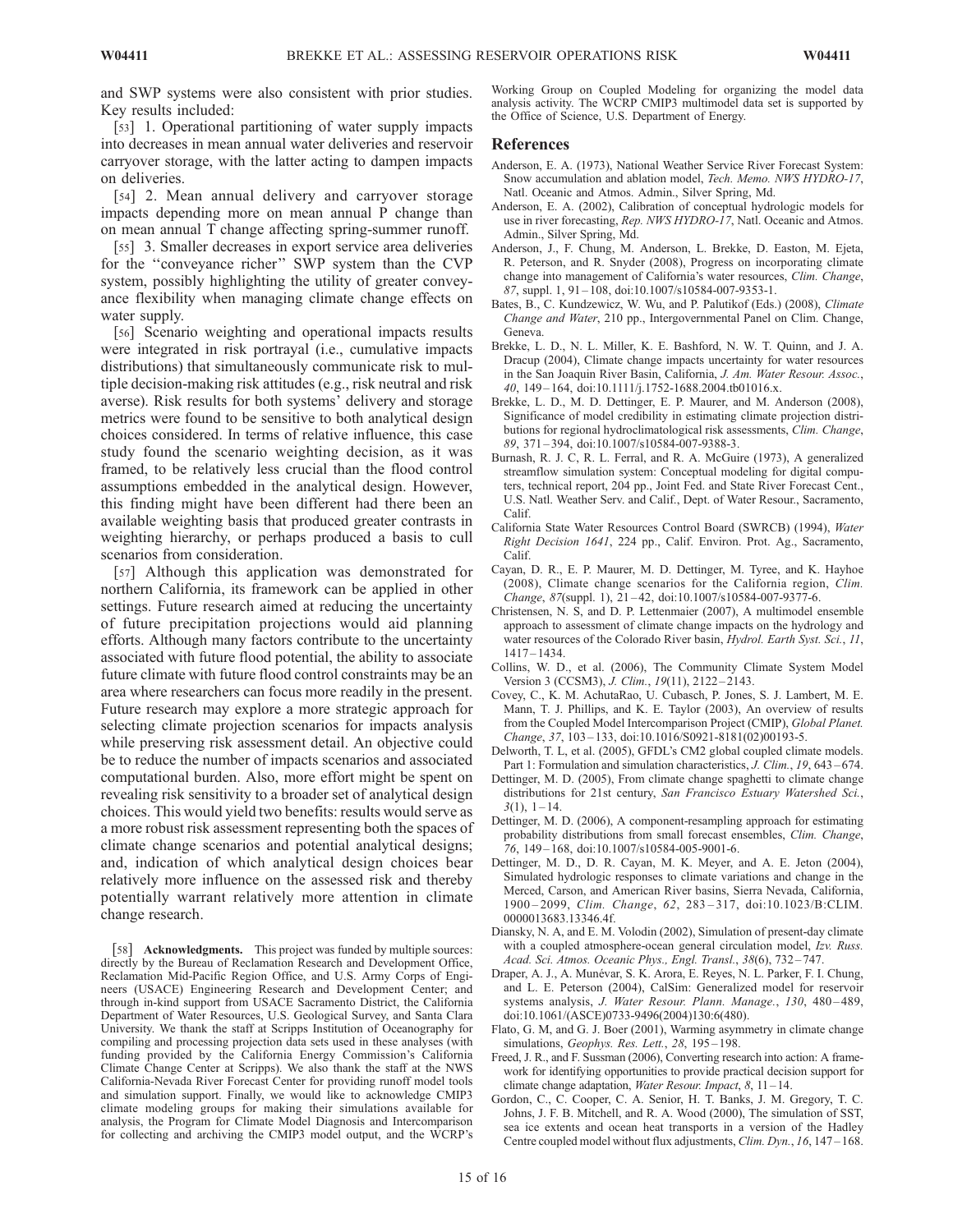and SWP systems were also consistent with prior studies. Key results included:

[53] 1. Operational partitioning of water supply impacts into decreases in mean annual water deliveries and reservoir carryover storage, with the latter acting to dampen impacts on deliveries.

[54] 2. Mean annual delivery and carryover storage impacts depending more on mean annual P change than on mean annual T change affecting spring-summer runoff.

[55] 3. Smaller decreases in export service area deliveries for the ''conveyance richer'' SWP system than the CVP system, possibly highlighting the utility of greater conveyance flexibility when managing climate change effects on water supply.

[56] Scenario weighting and operational impacts results were integrated in risk portrayal (i.e., cumulative impacts distributions) that simultaneously communicate risk to multiple decision-making risk attitudes (e.g., risk neutral and risk averse). Risk results for both systems' delivery and storage metrics were found to be sensitive to both analytical design choices considered. In terms of relative influence, this case study found the scenario weighting decision, as it was framed, to be relatively less crucial than the flood control assumptions embedded in the analytical design. However, this finding might have been different had there been an available weighting basis that produced greater contrasts in weighting hierarchy, or perhaps produced a basis to cull scenarios from consideration.

[57] Although this application was demonstrated for northern California, its framework can be applied in other settings. Future research aimed at reducing the uncertainty of future precipitation projections would aid planning efforts. Although many factors contribute to the uncertainty associated with future flood potential, the ability to associate future climate with future flood control constraints may be an area where researchers can focus more readily in the present. Future research may explore a more strategic approach for selecting climate projection scenarios for impacts analysis while preserving risk assessment detail. An objective could be to reduce the number of impacts scenarios and associated computational burden. Also, more effort might be spent on revealing risk sensitivity to a broader set of analytical design choices. This would yield two benefits: results would serve as a more robust risk assessment representing both the spaces of climate change scenarios and potential analytical designs; and, indication of which analytical design choices bear relatively more influence on the assessed risk and thereby potentially warrant relatively more attention in climate change research.

[58] **Acknowledgments.** This project was funded by multiple sources: directly by the Bureau of Reclamation Research and Development Office, Reclamation Mid-Pacific Region Office, and U.S. Army Corps of Engineers (USACE) Engineering Research and Development Center; and through in-kind support from USACE Sacramento District, the California Department of Water Resources, U.S. Geological Survey, and Santa Clara University. We thank the staff at Scripps Institution of Oceanography for compiling and processing projection data sets used in these analyses (with funding provided by the California Energy Commission's California Climate Change Center at Scripps). We also thank the staff at the NWS California-Nevada River Forecast Center for providing runoff model tools and simulation support. Finally, we would like to acknowledge CMIP3 climate modeling groups for making their simulations available for analysis, the Program for Climate Model Diagnosis and Intercomparison for collecting and archiving the CMIP3 model output, and the WCRP's Working Group on Coupled Modeling for organizing the model data analysis activity. The WCRP CMIP3 multimodel data set is supported by the Office of Science, U.S. Department of Energy.

## References

Anderson, E. A. (1973), National Weather Service River Forecast System: Snow accumulation and ablation model, *Tech. Memo. NWS HYDRO-17*, Natl. Oceanic and Atmos. Admin., Silver Spring, Md.

Anderson, E. A. (2002), Calibration of conceptual hydrologic models for use in river forecasting, *Rep. NWS HYDRO-17*, Natl. Oceanic and Atmos. Admin., Silver Spring, Md.

Anderson, J., F. Chung, M. Anderson, L. Brekke, D. Easton, M. Ejeta, R. Peterson, and R. Snyder (2008), Progress on incorporating climate change into management of California's water resources, *Clim. Change*, *87*, suppl. 1, 91–108, doi:10.1007/s10584-007-9353-1.

Bates, B., C. Kundzewicz, W. Wu, and P. Palutikof (Eds.) (2008), *Climate Change and Water*, 210 pp., Intergovernmental Panel on Clim. Change, Geneva.

Brekke, L. D., N. L. Miller, K. E. Bashford, N. W. T. Quinn, and J. A. Dracup (2004), Climate change impacts uncertainty for water resources in the San Joaquin River Basin, California, *J. Am. Water Resour. Assoc.*, *40*, 149–164, doi:10.1111/j.1752-1688.2004.tb01016.x.

Brekke, L. D., M. D. Dettinger, E. P. Maurer, and M. Anderson (2008), Significance of model credibility in estimating climate projection distributions for regional hydroclimatological risk assessments, *Clim. Change*, *89*, 371–394, doi:10.1007/s10584-007-9388-3.

Burnash, R. J. C, R. L. Ferral, and R. A. McGuire (1973), A generalized streamflow simulation system: Conceptual modeling for digital computers, technical report, 204 pp., Joint Fed. and State River Forecast Cent., U.S. Natl. Weather Serv. and Calif., Dept. of Water Resour., Sacramento, Calif.

California State Water Resources Control Board (SWRCB) (1994), *Water Right Decision 1641*, 224 pp., Calif. Environ. Prot. Ag., Sacramento, Calif.

Cayan, D. R., E. P. Maurer, M. D. Dettinger, M. Tyree, and K. Hayhoe (2008), Climate change scenarios for the California region, *Clim. Change*, *87*(suppl. 1), 21–42, doi:10.1007/s10584-007-9377-6.

Christensen, N. S, and D. P. Lettenmaier (2007), A multimodel ensemble approach to assessment of climate change impacts on the hydrology and water resources of the Colorado River basin, *Hydrol. Earth Syst. Sci.*, *11*, 1417–1434.

Collins, W. D., et al. (2006), The Community Climate System Model Version 3 (CCSM3), *J. Clim.*, *19*(11), 2122–2143.

Covey, C., K. M. AchutaRao, U. Cubasch, P. Jones, S. J. Lambert, M. E. Mann, T. J. Phillips, and K. E. Taylor (2003), An overview of results from the Coupled Model Intercomparison Project (CMIP), *Global Planet. Change*, *37*, 103–133, doi:10.1016/S0921-8181(02)00193-5.

Delworth, T. L, et al. (2005), GFDL's CM2 global coupled climate models. Part 1: Formulation and simulation characteristics, *J. Clim.*, *19*, 643–674.

Dettinger, M. D. (2005), From climate change spaghetti to climate change distributions for 21st century, *San Francisco Estuary Watershed Sci.*, *3*(1), 1–14.

Dettinger, M. D. (2006), A component-resampling approach for estimating probability distributions from small forecast ensembles, *Clim. Change*, *76*, 149–168, doi:10.1007/s10584-005-9001-6.

Dettinger, M. D., D. R. Cayan, M. K. Meyer, and A. E. Jeton (2004), Simulated hydrologic responses to climate variations and change in the Merced, Carson, and American River basins, Sierra Nevada, California, 1900–2099, *Clim. Change*, *62*, 283–317, doi:10.1023/B:CLIM.0000013683.13346.4f.

Diansky, N. A, and E. M. Volodin (2002), Simulation of present-day climate with a coupled atmosphere-ocean general circulation model, *Izv. Russ. Acad. Sci. Atmos. Oceanic Phys., Engl. Transl.*, *38*(6), 732–747.

Draper, A. J., A. Munévar, S. K. Arora, E. Reyes, N. L. Parker, F. I. Chung, and L. E. Peterson (2004), CalSim: Generalized model for reservoir systems analysis, *J. Water Resour. Plann. Manage.*, *130*, 480–489, doi:10.1061/(ASCE)0733-9496(2004)130:6(480).

Flato, G. M, and G. J. Boer (2001), Warming asymmetry in climate change simulations, *Geophys. Res. Lett.*, *28*, 195–198.

Freed, J. R., and F. Sussman (2006), Converting research into action: A framework for identifying opportunities to provide practical decision support for climate change adaptation, *Water Resour. Impact*, *8*, 11–14.

Gordon, C., C. Cooper, C. A. Senior, H. T. Banks, J. M. Gregory, T. C. Johns, J. F. B. Mitchell, and R. A. Wood (2000), The simulation of SST, sea ice extents and ocean heat transports in a version of the Hadley Centre coupled model without flux adjustments, *Clim. Dyn.*, *16*, 147–168.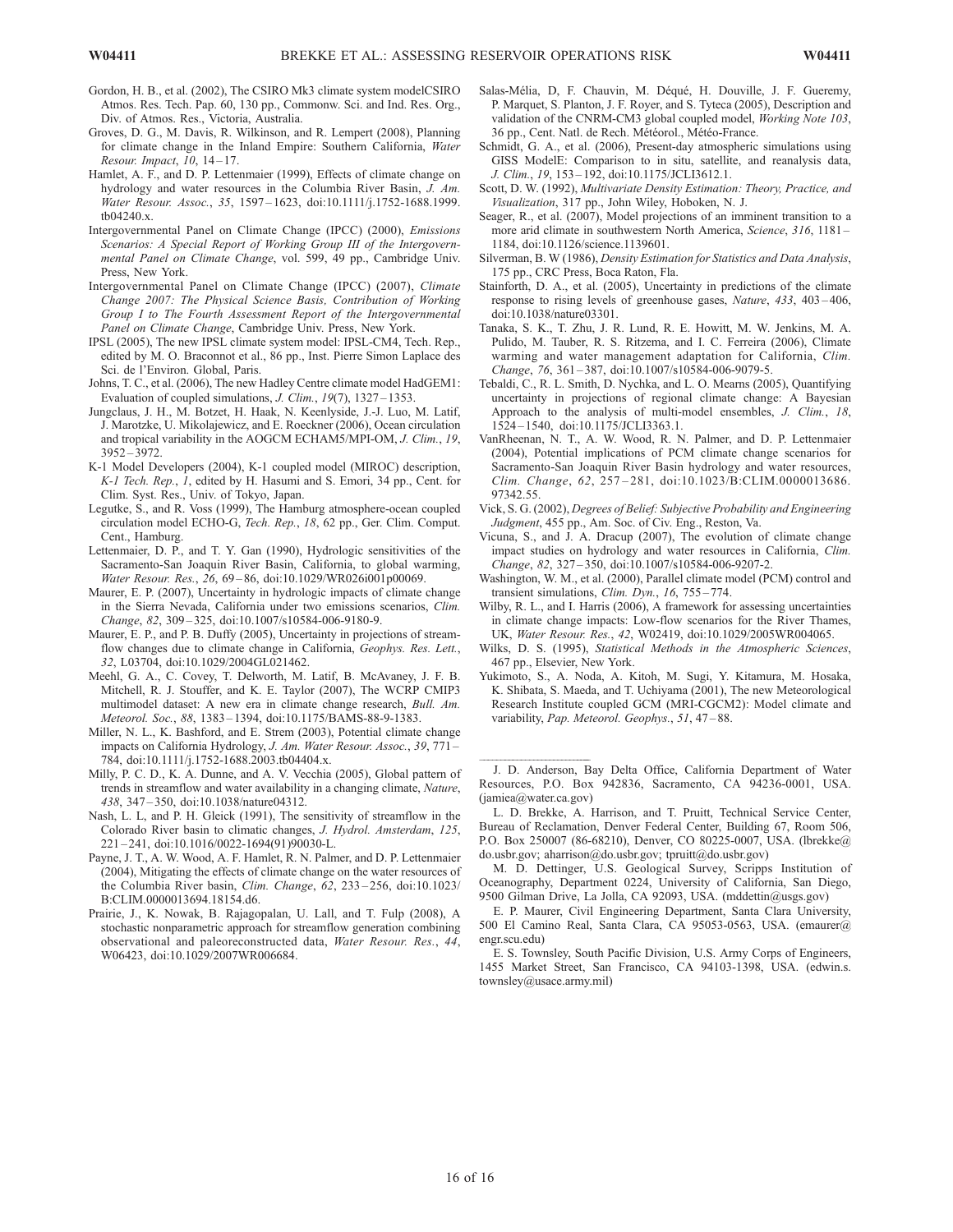Gordon, H. B., et al. (2002), The CSIRO Mk3 climate system modelCSIRO Atmos. Res. Tech. Pap. 60, 130 pp., Commonw. Sci. and Ind. Res. Org., Div. of Atmos. Res., Victoria, Australia.

Groves, D. G., M. Davis, R. Wilkinson, and R. Lempert (2008), Planning for climate change in the Inland Empire: Southern California, *Water Resour. Impact*, *10*, 14–17.

Hamlet, A. F., and D. P. Lettenmaier (1999), Effects of climate change on hydrology and water resources in the Columbia River Basin, *J. Am. Water Resour. Assoc.*, *35*, 1597–1623, doi:10.1111/j.1752-1688.1999.tb04240.x.

Intergovernmental Panel on Climate Change (IPCC) (2000), *Emissions Scenarios: A Special Report of Working Group III of the Intergovernmental Panel on Climate Change*, vol. 599, 49 pp., Cambridge Univ. Press, New York.

Intergovernmental Panel on Climate Change (IPCC) (2007), *Climate Change 2007: The Physical Science Basis, Contribution of Working Group I to The Fourth Assessment Report of the Intergovernmental Panel on Climate Change*, Cambridge Univ. Press, New York.

IPSL (2005), The new IPSL climate system model: IPSL-CM4, Tech. Rep., edited by M. O. Braconnot et al., 86 pp., Inst. Pierre Simon Laplace des Sci. de l'Environ. Global, Paris.

Johns, T. C., et al. (2006), The new Hadley Centre climate model HadGEM1: Evaluation of coupled simulations, *J. Clim.*, *19*(7), 1327–1353.

Jungclaus, J. H., M. Botzet, H. Haak, N. Keenlyside, J.-J. Luo, M. Latif, J. Marotzke, U. Mikolajewicz, and E. Roeckner (2006), Ocean circulation and tropical variability in the AOGCM ECHAM5/MPI-OM, *J. Clim.*, *19*, 3952–3972.

K-1 Model Developers (2004), K-1 coupled model (MIROC) description, *K-1 Tech. Rep.*, *1*, edited by H. Hasumi and S. Emori, 34 pp., Cent. for Clim. Syst. Res., Univ. of Tokyo, Japan.

Legutke, S., and R. Voss (1999), The Hamburg atmosphere-ocean coupled circulation model ECHO-G, *Tech. Rep.*, *18*, 62 pp., Ger. Clim. Comput. Cent., Hamburg.

Lettenmaier, D. P., and T. Y. Gan (1990), Hydrologic sensitivities of the Sacramento-San Joaquin River Basin, California, to global warming, *Water Resour. Res.*, *26*, 69–86, doi:10.1029/WR026i001p00069.

Maurer, E. P. (2007), Uncertainty in hydrologic impacts of climate change in the Sierra Nevada, California under two emissions scenarios, *Clim. Change*, *82*, 309–325, doi:10.1007/s10584-006-9180-9.

Maurer, E. P., and P. B. Duffy (2005), Uncertainty in projections of streamflow changes due to climate change in California, *Geophys. Res. Lett.*, *32*, L03704, doi:10.1029/2004GL021462.

Meehl, G. A., C. Covey, T. Delworth, M. Latif, B. McAvaney, J. F. B. Mitchell, R. J. Stouffer, and K. E. Taylor (2007), The WCRP CMIP3 multimodel dataset: A new era in climate change research, *Bull. Am. Meteorol. Soc.*, *88*, 1383–1394, doi:10.1175/BAMS-88-9-1383.

Miller, N. L., K. Bashford, and E. Strem (2003), Potential climate change impacts on California Hydrology, *J. Am. Water Resour. Assoc.*, *39*, 771–784, doi:10.1111/j.1752-1688.2003.tb04404.x.

Milly, P. C. D., K. A. Dunne, and A. V. Vecchia (2005), Global pattern of trends in streamflow and water availability in a changing climate, *Nature*, *438*, 347–350, doi:10.1038/nature04312.

Nash, L. L, and P. H. Gleick (1991), The sensitivity of streamflow in the Colorado River basin to climatic changes, *J. Hydrol. Amsterdam*, *125*, 221–241, doi:10.1016/0022-1694(91)90030-L.

Payne, J. T., A. W. Wood, A. F. Hamlet, R. N. Palmer, and D. P. Lettenmaier (2004), Mitigating the effects of climate change on the water resources of the Columbia River basin, *Clim. Change*, *62*, 233–256, doi:10.1023/B:CLIM.0000013694.18154.d6.

Prairie, J., K. Nowak, B. Rajagopalan, U. Lall, and T. Fulp (2008), A stochastic nonparametric approach for streamflow generation combining observational and paleoreconstructed data, *Water Resour. Res.*, *44*, W06423, doi:10.1029/2007WR006684.

Salas-Mélia, D, F. Chauvin, M. Déqué, H. Douville, J. F. Gueremy, P. Marquet, S. Planton, J. F. Royer, and S. Tyteca (2005), Description and validation of the CNRM-CM3 global coupled model, *Working Note 103*, 36 pp., Cent. Natl. de Rech. Météorol., Météo-France.

Schmidt, G. A., et al. (2006), Present-day atmospheric simulations using GISS ModelE: Comparison to in situ, satellite, and reanalysis data, *J. Clim.*, *19*, 153–192, doi:10.1175/JCLI3612.1.

Scott, D. W. (1992), *Multivariate Density Estimation: Theory, Practice, and Visualization*, 317 pp., John Wiley, Hoboken, N. J.

Seager, R., et al. (2007), Model projections of an imminent transition to a more arid climate in southwestern North America, *Science*, *316*, 1181–1184, doi:10.1126/science.1139601.

Silverman, B. W (1986), *Density Estimation for Statistics and Data Analysis*, 175 pp., CRC Press, Boca Raton, Fla.

Stainforth, D. A., et al. (2005), Uncertainty in predictions of the climate response to rising levels of greenhouse gases, *Nature*, *433*, 403–406, doi:10.1038/nature03301.

Tanaka, S. K., T. Zhu, J. R. Lund, R. E. Howitt, M. W. Jenkins, M. A. Pulido, M. Tauber, R. S. Ritzema, and I. C. Ferreira (2006), Climate warming and water management adaptation for California, *Clim. Change*, *76*, 361–387, doi:10.1007/s10584-006-9079-5.

Tebaldi, C., R. L. Smith, D. Nychka, and L. O. Mearns (2005), Quantifying uncertainty in projections of regional climate change: A Bayesian Approach to the analysis of multi-model ensembles, *J. Clim.*, *18*, 1524–1540, doi:10.1175/JCLI3363.1.

VanRheenan, N. T., A. W. Wood, R. N. Palmer, and D. P. Lettenmaier (2004), Potential implications of PCM climate change scenarios for Sacramento-San Joaquin River Basin hydrology and water resources, *Clim. Change*, *62*, 257–281, doi:10.1023/B:CLIM.0000013686.97342.55.

Vick, S. G. (2002), *Degrees of Belief: Subjective Probability and Engineering Judgment*, 455 pp., Am. Soc. of Civ. Eng., Reston, Va.

Vicuna, S., and J. A. Dracup (2007), The evolution of climate change impact studies on hydrology and water resources in California, *Clim. Change*, *82*, 327–350, doi:10.1007/s10584-006-9207-2.

Washington, W. M., et al. (2000), Parallel climate model (PCM) control and transient simulations, *Clim. Dyn.*, *16*, 755–774.

Wilby, R. L., and I. Harris (2006), A framework for assessing uncertainties in climate change impacts: Low-flow scenarios for the River Thames, UK, *Water Resour. Res.*, *42*, W02419, doi:10.1029/2005WR004065.

Wilks, D. S. (1995), *Statistical Methods in the Atmospheric Sciences*, 467 pp., Elsevier, New York.

Yukimoto, S., A. Noda, A. Kitoh, M. Sugi, Y. Kitamura, M. Hosaka, K. Shibata, S. Maeda, and T. Uchiyama (2001), The new Meteorological Research Institute coupled GCM (MRI-CGCM2): Model climate and variability, *Pap. Meteorol. Geophys.*, *51*, 47–88.

---

J. D. Anderson, Bay Delta Office, California Department of Water Resources, P.O. Box 942836, Sacramento, CA 94236-0001, USA. (jamiea@water.ca.gov)

L. D. Brekke, A. Harrison, and T. Pruitt, Technical Service Center, Bureau of Reclamation, Denver Federal Center, Building 67, Room 506, P.O. Box 250007 (86-68210), Denver, CO 80225-0007, USA. (lbrekke@do.usbr.gov; aharrison@do.usbr.gov; tpruitt@do.usbr.gov)

M. D. Dettinger, U.S. Geological Survey, Scripps Institution of Oceanography, Department 0224, University of California, San Diego, 9500 Gilman Drive, La Jolla, CA 92093, USA. (mddettin@usgs.gov)

E. P. Maurer, Civil Engineering Department, Santa Clara University, 500 El Camino Real, Santa Clara, CA 95053-0563, USA. (emaurer@engr.scu.edu)

E. S. Townsley, South Pacific Division, U.S. Army Corps of Engineers, 1455 Market Street, San Francisco, CA 94103-1398, USA. (edwin.s.townsley@usace.army.mil)